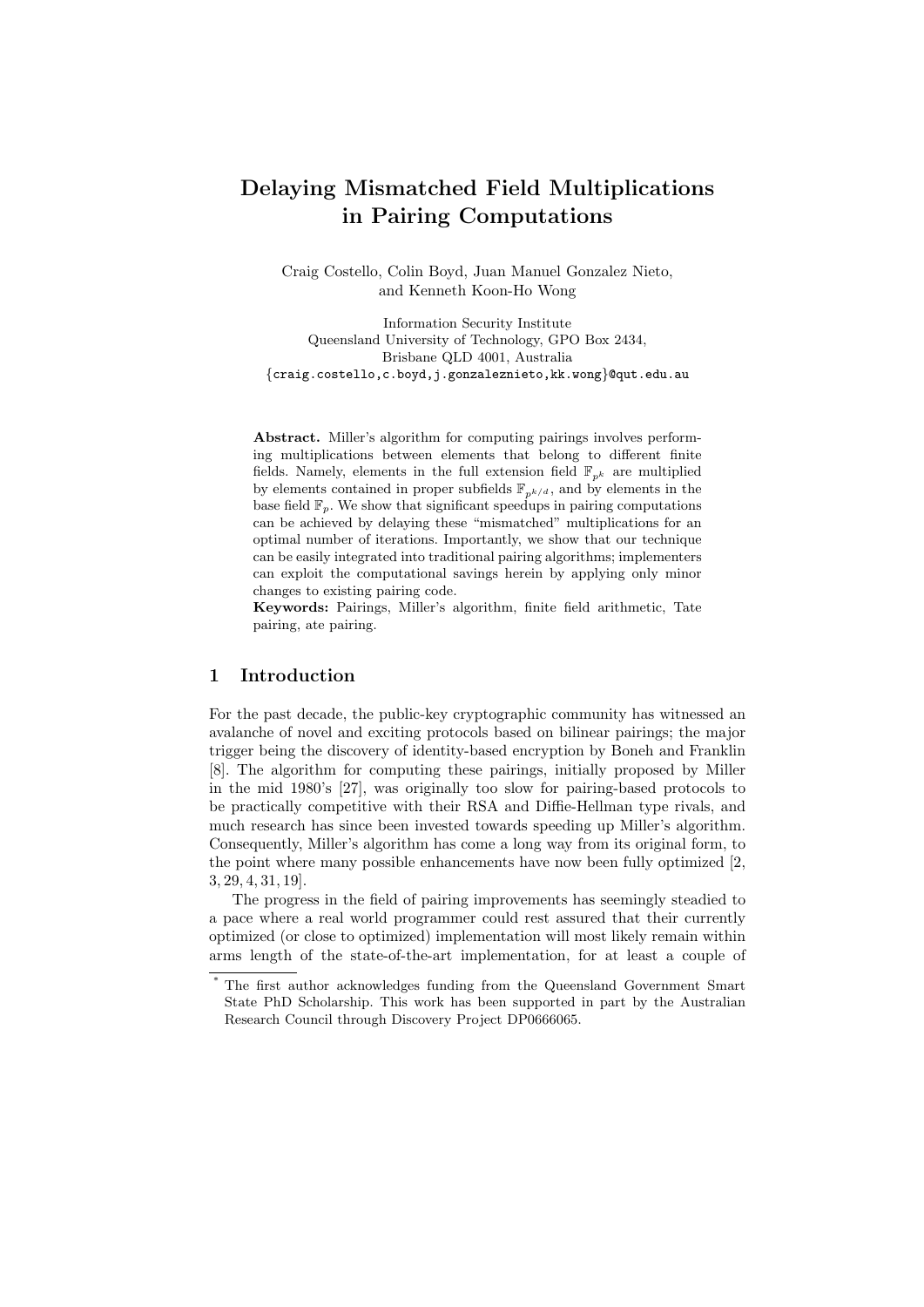# Delaying Mismatched Field Multiplications in Pairing Computations

Craig Costello, Colin Boyd, Juan Manuel Gonzalez Nieto, and Kenneth Koon-Ho Wong

Information Security Institute
Queensland University of Technology, GPO Box 2434,
Brisbane QLD 4001, Australia
{craig.costello,c.boyd,j.gonzaleznieto,kk.wong}@qut.edu.au

**Abstract.** Miller's algorithm for computing pairings involves performing multiplications between elements that belong to different finite fields. Namely, elements in the full extension field $\mathbb{F}_{p^k}$ are multiplied by elements contained in proper subfields $\mathbb{F}_{p^{k/d}}$, and by elements in the base field $\mathbb{F}_p$. We show that significant speedups in pairing computations can be achieved by delaying these "mismatched" multiplications for an optimal number of iterations. Importantly, we show that our technique can be easily integrated into traditional pairing algorithms; implementers can exploit the computational savings herein by applying only minor changes to existing pairing code.

**Keywords:** Pairings, Miller's algorithm, finite field arithmetic, Tate pairing, ate pairing.

## 1 Introduction

For the past decade, the public-key cryptographic community has witnessed an avalanche of novel and exciting protocols based on bilinear pairings; the major trigger being the discovery of identity-based encryption by Boneh and Franklin [8]. The algorithm for computing these pairings, initially proposed by Miller in the mid 1980's [27], was originally too slow for pairing-based protocols to be practically competitive with their RSA and Diffie-Hellman type rivals, and much research has since been invested towards speeding up Miller's algorithm. Consequently, Miller's algorithm has come a long way from its original form, to the point where many possible enhancements have now been fully optimized [2, 3, 29, 4, 31, 19].

The progress in the field of pairing improvements has seemingly steadied to a pace where a real world programmer could rest assured that their currently optimized (or close to optimized) implementation will most likely remain within arms length of the state-of-the-art implementation, for at least a couple of

* The first author acknowledges funding from the Queensland Government Smart State PhD Scholarship. This work has been supported in part by the Australian Research Council through Discovery Project DP0666065.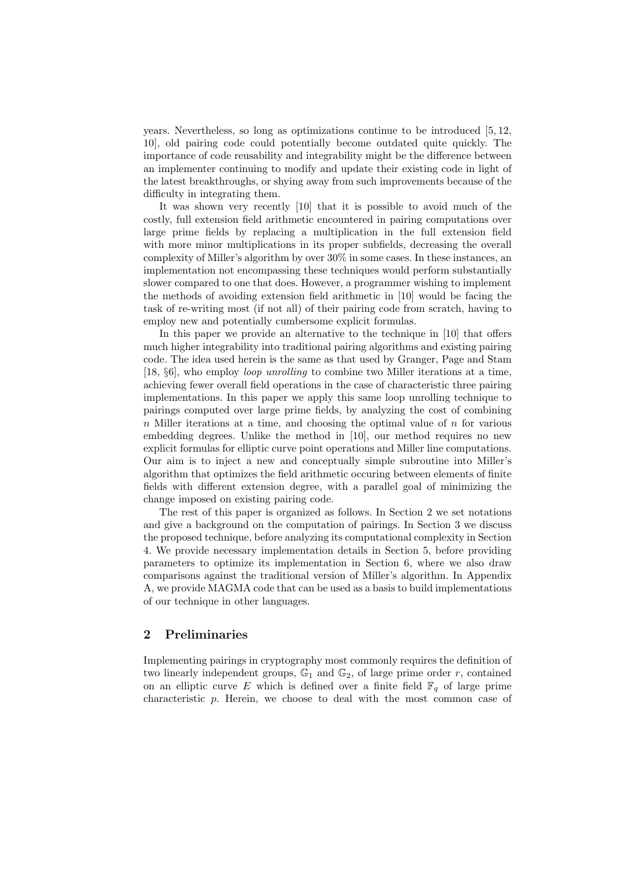years. Nevertheless, so long as optimizations continue to be introduced [5, 12, 10], old pairing code could potentially become outdated quite quickly. The importance of code reusability and integrability might be the difference between an implementer continuing to modify and update their existing code in light of the latest breakthroughs, or shying away from such improvements because of the difficulty in integrating them.

It was shown very recently [10] that it is possible to avoid much of the costly, full extension field arithmetic encountered in pairing computations over large prime fields by replacing a multiplication in the full extension field with more minor multiplications in its proper subfields, decreasing the overall complexity of Miller's algorithm by over 30% in some cases. In these instances, an implementation not encompassing these techniques would perform substantially slower compared to one that does. However, a programmer wishing to implement the methods of avoiding extension field arithmetic in [10] would be facing the task of re-writing most (if not all) of their pairing code from scratch, having to employ new and potentially cumbersome explicit formulas.

In this paper we provide an alternative to the technique in [10] that offers much higher integrability into traditional pairing algorithms and existing pairing code. The idea used herein is the same as that used by Granger, Page and Stam [18, §6], who employ *loop unrolling* to combine two Miller iterations at a time, achieving fewer overall field operations in the case of characteristic three pairing implementations. In this paper we apply this same loop unrolling technique to pairings computed over large prime fields, by analyzing the cost of combining $n$ Miller iterations at a time, and choosing the optimal value of $n$ for various embedding degrees. Unlike the method in [10], our method requires no new explicit formulas for elliptic curve point operations and Miller line computations. Our aim is to inject a new and conceptually simple subroutine into Miller's algorithm that optimizes the field arithmetic occuring between elements of finite fields with different extension degree, with a parallel goal of minimizing the change imposed on existing pairing code.

The rest of this paper is organized as follows. In Section 2 we set notations and give a background on the computation of pairings. In Section 3 we discuss the proposed technique, before analyzing its computational complexity in Section 4. We provide necessary implementation details in Section 5, before providing parameters to optimize its implementation in Section 6, where we also draw comparisons against the traditional version of Miller's algorithm. In Appendix A, we provide MAGMA code that can be used as a basis to build implementations of our technique in other languages.

## 2 Preliminaries

Implementing pairings in cryptography most commonly requires the definition of two linearly independent groups, $\mathbb{G}_1$ and $\mathbb{G}_2$, of large prime order $r$, contained on an elliptic curve $E$ which is defined over a finite field $\mathbb{F}_q$ of large prime characteristic $p$. Herein, we choose to deal with the most common case of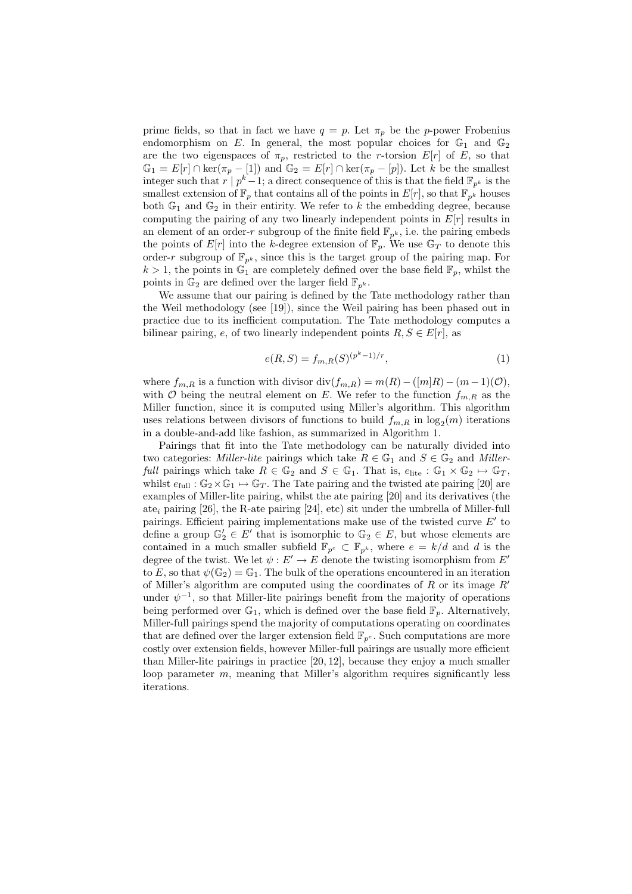prime fields, so that in fact we have $q = p$. Let $\pi_p$ be the $p$-power Frobenius endomorphism on $E$. In general, the most popular choices for $\mathbb{G}_1$ and $\mathbb{G}_2$ are the two eigenspaces of $\pi_p$, restricted to the $r$-torsion $E[r]$ of $E$, so that $\mathbb{G}_1 = E[r] \cap \ker(\pi_p - [1])$ and $\mathbb{G}_2 = E[r] \cap \ker(\pi_p - [p])$. Let $k$ be the smallest integer such that $r \mid p^k - 1$; a direct consequence of this is that the field $\mathbb{F}_{p^k}$ is the smallest extension of $\mathbb{F}_p$ that contains all of the points in $E[r]$, so that $\mathbb{F}_{p^k}$ houses both $\mathbb{G}_1$ and $\mathbb{G}_2$ in their entirity. We refer to $k$ the embedding degree, because computing the pairing of any two linearly independent points in $E[r]$ results in an element of an order-$r$ subgroup of the finite field $\mathbb{F}_{p^k}$, i.e. the pairing embeds the points of $E[r]$ into the $k$-degree extension of $\mathbb{F}_p$. We use $\mathbb{G}_T$ to denote this order-$r$ subgroup of $\mathbb{F}_{p^k}$, since this is the target group of the pairing map. For $k > 1$, the points in $\mathbb{G}_1$ are completely defined over the base field $\mathbb{F}_p$, whilst the points in $\mathbb{G}_2$ are defined over the larger field $\mathbb{F}_{p^k}$.

We assume that our pairing is defined by the Tate methodology rather than the Weil methodology (see [19]), since the Weil pairing has been phased out in practice due to its inefficient computation. The Tate methodology computes a bilinear pairing, $e$, of two linearly independent points $R, S \in E[r]$, as

$$e(R, S) = f_{m,R}(S)^{(p^k-1)/r}, \tag{1}$$

where $f_{m,R}$ is a function with divisor $\mathrm{div}(f_{m,R}) = m(R) - ([m]R) - (m-1)(\mathcal{O})$, with $\mathcal{O}$ being the neutral element on $E$. We refer to the function $f_{m,R}$ as the Miller function, since it is computed using Miller's algorithm. This algorithm uses relations between divisors of functions to build $f_{m,R}$ in $\log_2(m)$ iterations in a double-and-add like fashion, as summarized in Algorithm 1.

Pairings that fit into the Tate methodology can be naturally divided into two categories: *Miller-lite* pairings which take $R \in \mathbb{G}_1$ and $S \in \mathbb{G}_2$ and *Miller-full* pairings which take $R \in \mathbb{G}_2$ and $S \in \mathbb{G}_1$. That is, $e_{\text{lite}} : \mathbb{G}_1 \times \mathbb{G}_2 \mapsto \mathbb{G}_T$, whilst $e_{\text{full}} : \mathbb{G}_2 \times \mathbb{G}_1 \mapsto \mathbb{G}_T$. The Tate pairing and the twisted ate pairing [20] are examples of Miller-lite pairing, whilst the ate pairing [20] and its derivatives (the ate$_i$ pairing [26], the R-ate pairing [24], etc) sit under the umbrella of Miller-full pairings. Efficient pairing implementations make use of the twisted curve $E'$ to define a group $\mathbb{G}_2' \in E'$ that is isomorphic to $\mathbb{G}_2 \in E$, but whose elements are contained in a much smaller subfield $\mathbb{F}_{p^e} \subset \mathbb{F}_{p^k}$, where $e = k/d$ and $d$ is the degree of the twist. We let $\psi : E' \to E$ denote the twisting isomorphism from $E'$ to $E$, so that $\psi(\mathbb{G}_2) = \mathbb{G}_1$. The bulk of the operations encountered in an iteration of Miller's algorithm are computed using the coordinates of $R$ or its image $R'$ under $\psi^{-1}$, so that Miller-lite pairings benefit from the majority of operations being performed over $\mathbb{G}_1$, which is defined over the base field $\mathbb{F}_p$. Alternatively, Miller-full pairings spend the majority of computations operating on coordinates that are defined over the larger extension field $\mathbb{F}_{p^e}$. Such computations are more costly over extension fields, however Miller-full pairings are usually more efficient than Miller-lite pairings in practice [20, 12], because they enjoy a much smaller loop parameter $m$, meaning that Miller's algorithm requires significantly less iterations.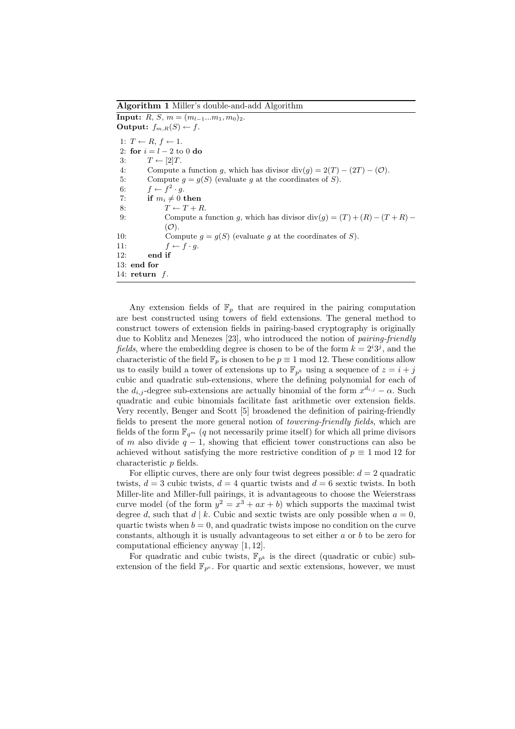**Algorithm 1** Miller's double-and-add Algorithm

**Input:** $R$, $S$, $m = (m_{l-1}...m_1, m_0)_2$.
**Output:** $f_{m,R}(S) \leftarrow f$.

```
1:  T ← R, f ← 1.
2:  for i = l − 2 to 0 do
3:      T ← [2]T.
4:      Compute a function g, which has divisor div(g) = 2(T) − (2T) − (O).
5:      Compute g = g(S) (evaluate g at the coordinates of S).
6:      f ← f^2 · g.
7:      if m_i ≠ 0 then
8:          T ← T + R.
9:          Compute a function g, which has divisor div(g) = (T) + (R) − (T + R) −
            (O).
10:         Compute g = g(S) (evaluate g at the coordinates of S).
11:         f ← f · g.
12:     end if
13: end for
14: return f.
```

Any extension fields of $\mathbb{F}_p$ that are required in the pairing computation are best constructed using towers of field extensions. The general method to construct towers of extension fields in pairing-based cryptography is originally due to Koblitz and Menezes [23], who introduced the notion of *pairing-friendly fields*, where the embedding degree is chosen to be of the form $k = 2^i 3^j$, and the characteristic of the field $\mathbb{F}_p$ is chosen to be $p \equiv 1 \bmod 12$. These conditions allow us to easily build a tower of extensions up to $\mathbb{F}_{p^k}$ using a sequence of $z = i + j$ cubic and quadratic sub-extensions, where the defining polynomial for each of the $d_{i,j}$-degree sub-extensions are actually binomial of the form $x^{d_{i,j}} - \alpha$. Such quadratic and cubic binomials facilitate fast arithmetic over extension fields. Very recently, Benger and Scott [5] broadened the definition of pairing-friendly fields to present the more general notion of *towering-friendly fields*, which are fields of the form $\mathbb{F}_{q^m}$ ($q$ not necessarily prime itself) for which all prime divisors of $m$ also divide $q - 1$, showing that efficient tower constructions can also be achieved without satisfying the more restrictive condition of $p \equiv 1 \bmod 12$ for characteristic $p$ fields.

For elliptic curves, there are only four twist degrees possible: $d = 2$ quadratic twists, $d = 3$ cubic twists, $d = 4$ quartic twists and $d = 6$ sextic twists. In both Miller-lite and Miller-full pairings, it is advantageous to choose the Weierstrass curve model (of the form $y^2 = x^3 + ax + b$) which supports the maximal twist degree $d$, such that $d \mid k$. Cubic and sextic twists are only possible when $a = 0$, quartic twists when $b = 0$, and quadratic twists impose no condition on the curve constants, although it is usually advantageous to set either $a$ or $b$ to be zero for computational efficiency anyway [1, 12].

For quadratic and cubic twists, $\mathbb{F}_{p^k}$ is the direct (quadratic or cubic) sub-extension of the field $\mathbb{F}_{p^e}$. For quartic and sextic extensions, however, we must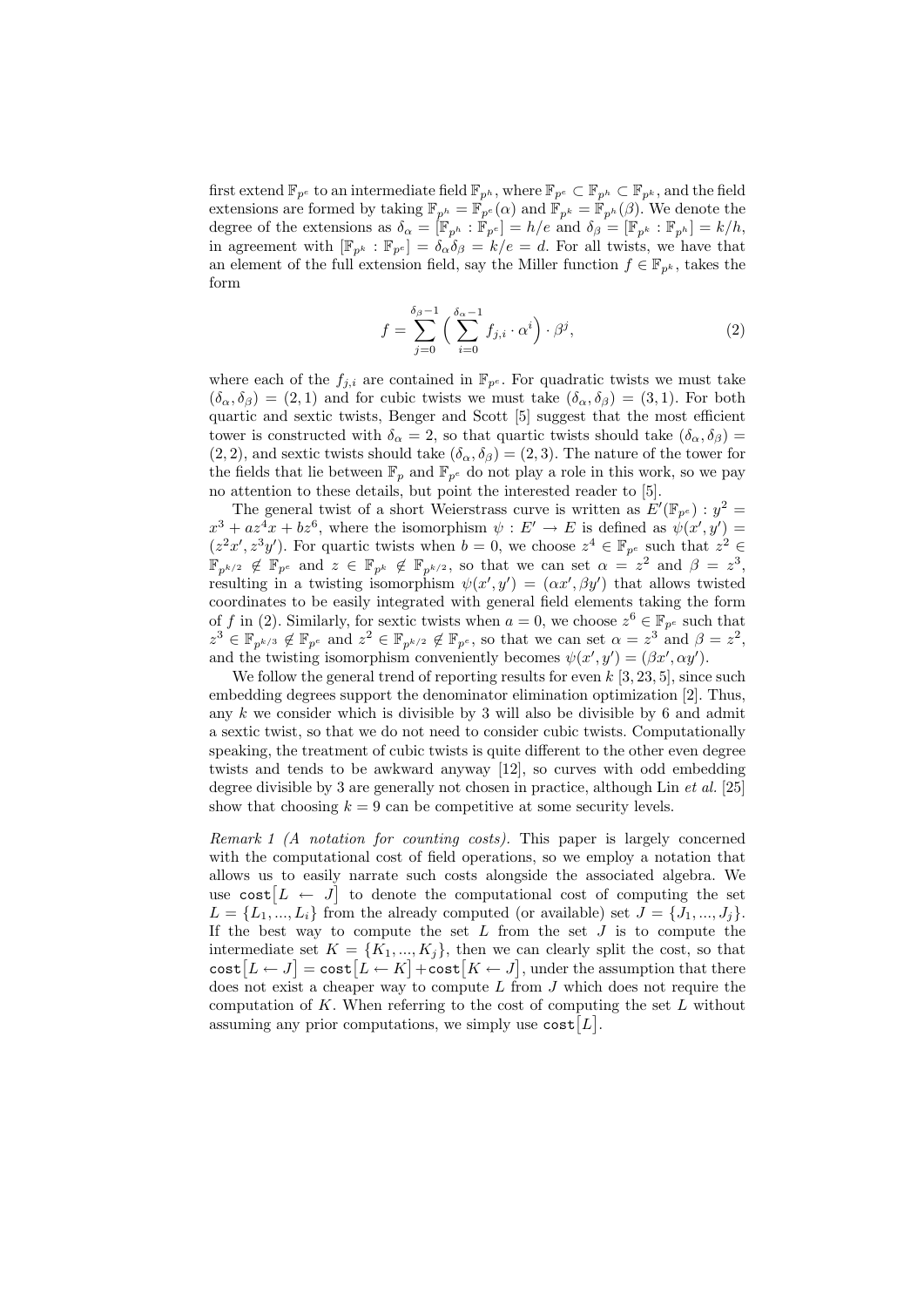first extend $\mathbb{F}_{p^e}$ to an intermediate field $\mathbb{F}_{p^h}$, where $\mathbb{F}_{p^e} \subset \mathbb{F}_{p^h} \subset \mathbb{F}_{p^k}$, and the field extensions are formed by taking $\mathbb{F}_{p^h} = \mathbb{F}_{p^e}(\alpha)$ and $\mathbb{F}_{p^k} = \mathbb{F}_{p^h}(\beta)$. We denote the degree of the extensions as $\delta_\alpha = [\mathbb{F}_{p^h} : \mathbb{F}_{p^e}] = h/e$ and $\delta_\beta = [\mathbb{F}_{p^k} : \mathbb{F}_{p^h}] = k/h$, in agreement with $[\mathbb{F}_{p^k} : \mathbb{F}_{p^e}] = \delta_\alpha \delta_\beta = k/e = d$. For all twists, we have that an element of the full extension field, say the Miller function $f \in \mathbb{F}_{p^k}$, takes the form

$$f = \sum_{j=0}^{\delta_\beta - 1} \Big( \sum_{i=0}^{\delta_\alpha - 1} f_{j,i} \cdot \alpha^i \Big) \cdot \beta^j, \tag{2}$$

where each of the $f_{j,i}$ are contained in $\mathbb{F}_{p^e}$. For quadratic twists we must take $(\delta_\alpha, \delta_\beta) = (2, 1)$ and for cubic twists we must take $(\delta_\alpha, \delta_\beta) = (3, 1)$. For both quartic and sextic twists, Benger and Scott [5] suggest that the most efficient tower is constructed with $\delta_\alpha = 2$, so that quartic twists should take $(\delta_\alpha, \delta_\beta) = (2, 2)$, and sextic twists should take $(\delta_\alpha, \delta_\beta) = (2, 3)$. The nature of the tower for the fields that lie between $\mathbb{F}_p$ and $\mathbb{F}_{p^e}$ do not play a role in this work, so we pay no attention to these details, but point the interested reader to [5].

The general twist of a short Weierstrass curve is written as $E'(\mathbb{F}_{p^e}) : y^2 = x^3 + az^4x + bz^6$, where the isomorphism $\psi : E' \rightarrow E$ is defined as $\psi(x', y') = (z^2x', z^3y')$. For quartic twists when $b = 0$, we choose $z^4 \in \mathbb{F}_{p^e}$ such that $z^2 \in \mathbb{F}_{p^{k/2}} \notin \mathbb{F}_{p^e}$ and $z \in \mathbb{F}_{p^k} \notin \mathbb{F}_{p^{k/2}}$, so that we can set $\alpha = z^2$ and $\beta = z^3$, resulting in a twisting isomorphism $\psi(x', y') = (\alpha x', \beta y')$ that allows twisted coordinates to be easily integrated with general field elements taking the form of $f$ in (2). Similarly, for sextic twists when $a = 0$, we choose $z^6 \in \mathbb{F}_{p^e}$ such that $z^3 \in \mathbb{F}_{p^{k/3}} \notin \mathbb{F}_{p^e}$ and $z^2 \in \mathbb{F}_{p^{k/2}} \notin \mathbb{F}_{p^e}$, so that we can set $\alpha = z^3$ and $\beta = z^2$, and the twisting isomorphism conveniently becomes $\psi(x', y') = (\beta x', \alpha y')$.

We follow the general trend of reporting results for even $k$ [3, 23, 5], since such embedding degrees support the denominator elimination optimization [2]. Thus, any $k$ we consider which is divisible by 3 will also be divisible by 6 and admit a sextic twist, so that we do not need to consider cubic twists. Computationally speaking, the treatment of cubic twists is quite different to the other even degree twists and tends to be awkward anyway [12], so curves with odd embedding degree divisible by 3 are generally not chosen in practice, although Lin *et al.* [25] show that choosing $k = 9$ can be competitive at some security levels.

*Remark 1 (A notation for counting costs).* This paper is largely concerned with the computational cost of field operations, so we employ a notation that allows us to easily narrate such costs alongside the associated algebra. We use $\texttt{cost}\big[L \leftarrow J\big]$ to denote the computational cost of computing the set $L = \{L_1, ..., L_i\}$ from the already computed (or available) set $J = \{J_1, ..., J_j\}$. If the best way to compute the set $L$ from the set $J$ is to compute the intermediate set $K = \{K_1, ..., K_j\}$, then we can clearly split the cost, so that $\texttt{cost}\big[L \leftarrow J\big] = \texttt{cost}\big[L \leftarrow K\big] + \texttt{cost}\big[K \leftarrow J\big]$, under the assumption that there does not exist a cheaper way to compute $L$ from $J$ which does not require the computation of $K$. When referring to the cost of computing the set $L$ without assuming any prior computations, we simply use $\texttt{cost}\big[L\big]$.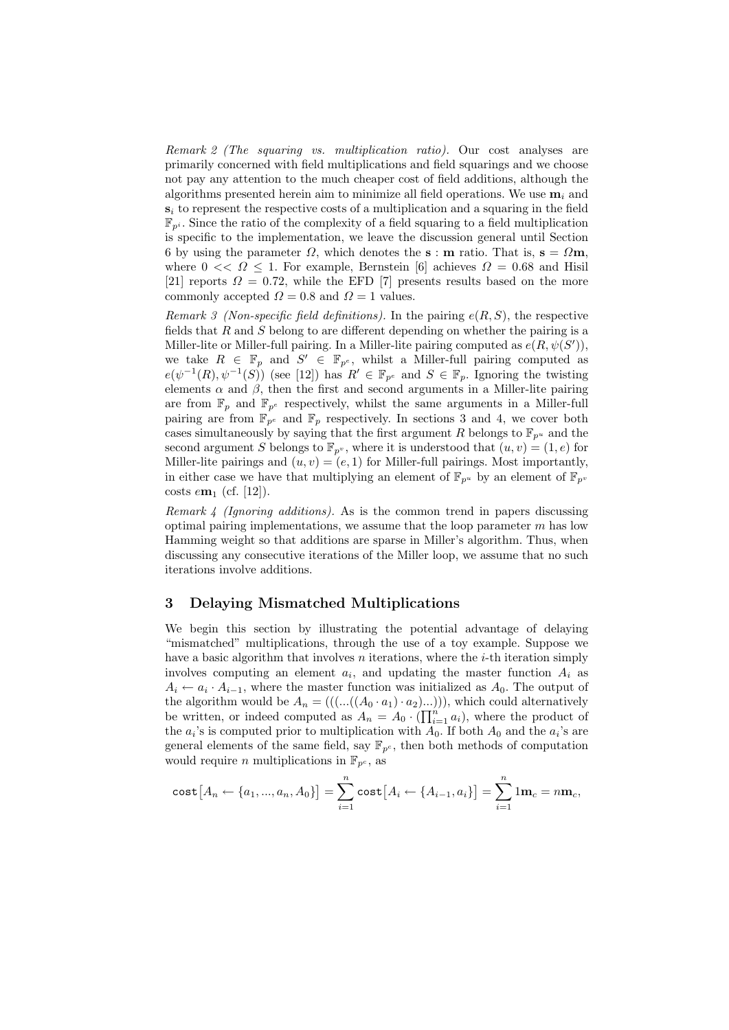*Remark 2 (The squaring vs. multiplication ratio).* Our cost analyses are primarily concerned with field multiplications and field squarings and we choose not pay any attention to the much cheaper cost of field additions, although the algorithms presented herein aim to minimize all field operations. We use $\mathbf{m}_i$ and $\mathbf{s}_i$ to represent the respective costs of a multiplication and a squaring in the field $\mathbb{F}_{p^i}$. Since the ratio of the complexity of a field squaring to a field multiplication is specific to the implementation, we leave the discussion general until Section 6 by using the parameter $\Omega$, which denotes the $\mathbf{s} : \mathbf{m}$ ratio. That is, $\mathbf{s} = \Omega\mathbf{m}$, where $0 << \Omega \leq 1$. For example, Bernstein [6] achieves $\Omega = 0.68$ and Hisil [21] reports $\Omega = 0.72$, while the EFD [7] presents results based on the more commonly accepted $\Omega = 0.8$ and $\Omega = 1$ values.

*Remark 3 (Non-specific field definitions).* In the pairing $e(R, S)$, the respective fields that $R$ and $S$ belong to are different depending on whether the pairing is a Miller-lite or Miller-full pairing. In a Miller-lite pairing computed as $e(R, \psi(S'))$, we take $R \in \mathbb{F}_p$ and $S' \in \mathbb{F}_{p^e}$, whilst a Miller-full pairing computed as $e(\psi^{-1}(R), \psi^{-1}(S))$ (see [12]) has $R' \in \mathbb{F}_{p^e}$ and $S \in \mathbb{F}_p$. Ignoring the twisting elements $\alpha$ and $\beta$, then the first and second arguments in a Miller-lite pairing are from $\mathbb{F}_p$ and $\mathbb{F}_{p^e}$ respectively, whilst the same arguments in a Miller-full pairing are from $\mathbb{F}_{p^e}$ and $\mathbb{F}_p$ respectively. In sections 3 and 4, we cover both cases simultaneously by saying that the first argument $R$ belongs to $\mathbb{F}_{p^u}$ and the second argument $S$ belongs to $\mathbb{F}_{p^v}$, where it is understood that $(u, v) = (1, e)$ for Miller-lite pairings and $(u, v) = (e, 1)$ for Miller-full pairings. Most importantly, in either case we have that multiplying an element of $\mathbb{F}_{p^u}$ by an element of $\mathbb{F}_{p^v}$ costs $e\mathbf{m}_1$ (cf. [12]).

*Remark 4 (Ignoring additions).* As is the common trend in papers discussing optimal pairing implementations, we assume that the loop parameter $m$ has low Hamming weight so that additions are sparse in Miller's algorithm. Thus, when discussing any consecutive iterations of the Miller loop, we assume that no such iterations involve additions.

## 3 Delaying Mismatched Multiplications

We begin this section by illustrating the potential advantage of delaying "mismatched" multiplications, through the use of a toy example. Suppose we have a basic algorithm that involves $n$ iterations, where the $i$-th iteration simply involves computing an element $a_i$, and updating the master function $A_i$ as $A_i \leftarrow a_i \cdot A_{i-1}$, where the master function was initialized as $A_0$. The output of the algorithm would be $A_n = (((...((A_0 \cdot a_1) \cdot a_2)...)))$, which could alternatively be written, or indeed computed as $A_n = A_0 \cdot (\prod_{i=1}^{n} a_i)$, where the product of the $a_i$'s is computed prior to multiplication with $A_0$. If both $A_0$ and the $a_i$'s are general elements of the same field, say $\mathbb{F}_{p^c}$, then both methods of computation would require $n$ multiplications in $\mathbb{F}_{p^c}$, as

$$\texttt{cost}\big[A_n \leftarrow \{a_1, ..., a_n, A_0\}\big] = \sum_{i=1}^{n} \texttt{cost}\big[A_i \leftarrow \{A_{i-1}, a_i\}\big] = \sum_{i=1}^{n} 1\mathbf{m}_c = n\mathbf{m}_c,$$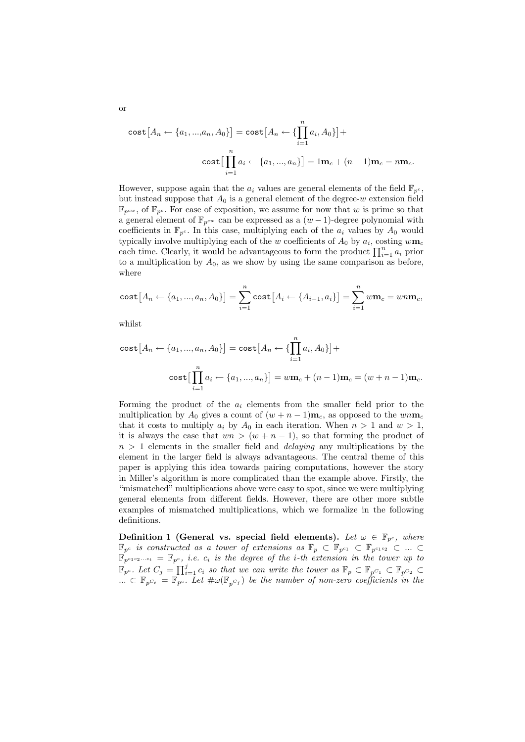or

$$\texttt{cost}\big[A_n \leftarrow \{a_1, ..., a_n, A_0\}\big] = \texttt{cost}\big[A_n \leftarrow \{\prod_{i=1}^{n} a_i, A_0\}\big] +$$

$$\texttt{cost}\big[\prod_{i=1}^{n} a_i \leftarrow \{a_1, ..., a_n\}\big] = 1\mathbf{m}_c + (n-1)\mathbf{m}_c = n\mathbf{m}_c.$$

However, suppose again that the $a_i$ values are general elements of the field $\mathbb{F}_{p^c}$, but instead suppose that $A_0$ is a general element of the degree-$w$ extension field $\mathbb{F}_{p^{cw}}$, of $\mathbb{F}_{p^c}$. For ease of exposition, we assume for now that $w$ is prime so that a general element of $\mathbb{F}_{p^{cw}}$ can be expressed as a $(w-1)$-degree polynomial with coefficients in $\mathbb{F}_{p^c}$. In this case, multiplying each of the $a_i$ values by $A_0$ would typically involve multiplying each of the $w$ coefficients of $A_0$ by $a_i$, costing $w\mathbf{m}_c$ each time. Clearly, it would be advantageous to form the product $\prod_{i=1}^{n} a_i$ prior to a multiplication by $A_0$, as we show by using the same comparison as before, where

$$\texttt{cost}\big[A_n \leftarrow \{a_1, ..., a_n, A_0\}\big] = \sum_{i=1}^{n} \texttt{cost}\big[A_i \leftarrow \{A_{i-1}, a_i\}\big] = \sum_{i=1}^{n} w\mathbf{m}_c = wn\mathbf{m}_c,$$

whilst

$$\texttt{cost}\big[A_n \leftarrow \{a_1, ..., a_n, A_0\}\big] = \texttt{cost}\big[A_n \leftarrow \{\prod_{i=1}^{n} a_i, A_0\}\big] +$$

$$\texttt{cost}\big[\prod_{i=1}^{n} a_i \leftarrow \{a_1, ..., a_n\}\big] = w\mathbf{m}_c + (n-1)\mathbf{m}_c = (w+n-1)\mathbf{m}_c.$$

Forming the product of the $a_i$ elements from the smaller field prior to the multiplication by $A_0$ gives a count of $(w+n-1)\mathbf{m}_c$, as opposed to the $wn\mathbf{m}_c$ that it costs to multiply $a_i$ by $A_0$ in each iteration. When $n > 1$ and $w > 1$, it is always the case that $wn > (w+n-1)$, so that forming the product of $n > 1$ elements in the smaller field and *delaying* any multiplications by the element in the larger field is always advantageous. The central theme of this paper is applying this idea towards pairing computations, however the story in Miller's algorithm is more complicated than the example above. Firstly, the "mismatched" multiplications above were easy to spot, since we were multiplying general elements from different fields. However, there are other more subtle examples of mismatched multiplications, which we formalize in the following definitions.

**Definition 1 (General vs. special field elements).** *Let $\omega \in \mathbb{F}_{p^c}$, where $\mathbb{F}_{p^c}$ is constructed as a tower of extensions as $\mathbb{F}_p \subset \mathbb{F}_{p^{c_1}} \subset \mathbb{F}_{p^{c_1 c_2}} \subset ... \subset \mathbb{F}_{p^{c_1 c_2 \cdots c_t}} = \mathbb{F}_{p^c}$, i.e. $c_i$ is the degree of the $i$-th extension in the tower up to $\mathbb{F}_{p^c}$. Let $C_j = \prod_{i=1}^{j} c_i$ so that we can write the tower as $\mathbb{F}_p \subset \mathbb{F}_{p^{C_1}} \subset \mathbb{F}_{p^{C_2}} \subset ... \subset \mathbb{F}_{p^{C_t}} = \mathbb{F}_{p^c}$. Let $\#\omega(\mathbb{F}_{p^{C_j}})$ be the number of non-zero coefficients in the*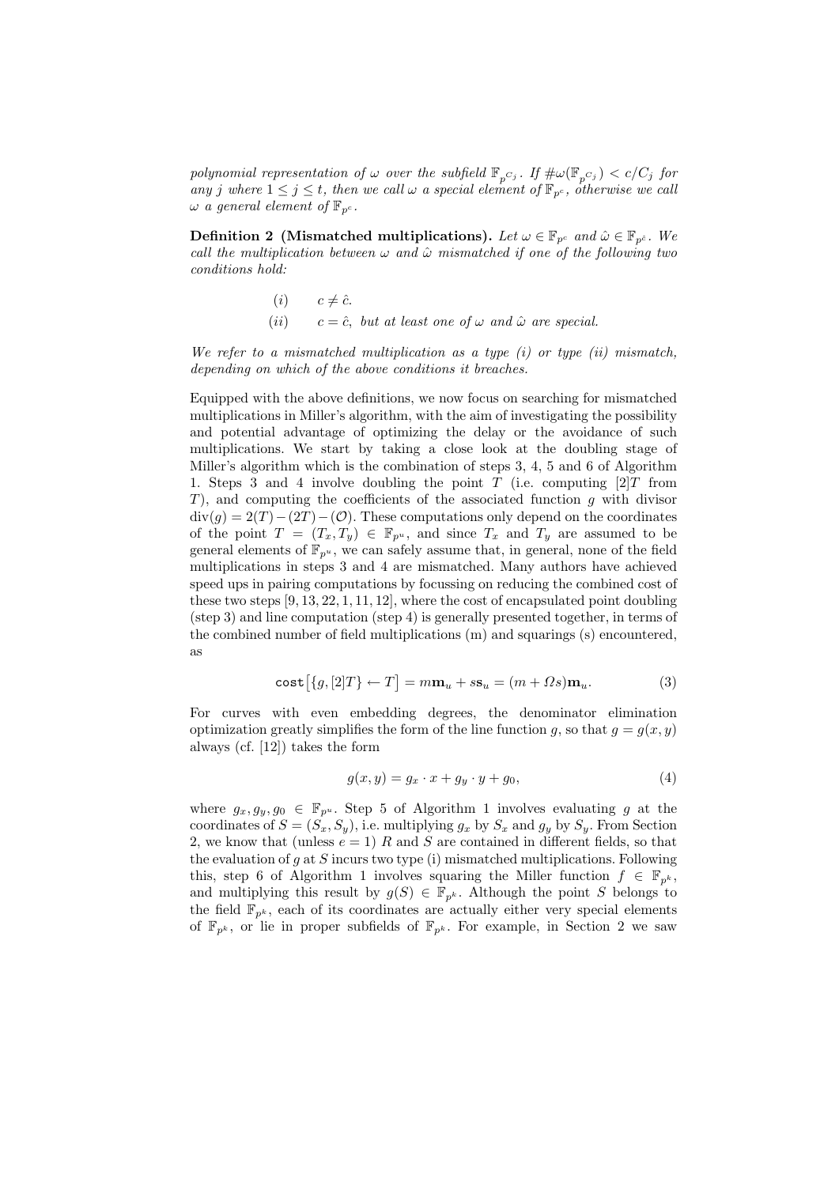*polynomial representation of $\omega$ over the subfield $\mathbb{F}_{p^{C_j}}$. If $\#\omega(\mathbb{F}_{p^{C_j}}) < c/C_j$ for any $j$ where $1 \leq j \leq t$, then we call $\omega$ a special element of $\mathbb{F}_{p^c}$, otherwise we call $\omega$ a general element of $\mathbb{F}_{p^c}$.*

**Definition 2 (Mismatched multiplications).** *Let $\omega \in \mathbb{F}_{p^c}$ and $\hat{\omega} \in \mathbb{F}_{p^{\hat{c}}}$. We call the multiplication between $\omega$ and $\hat{\omega}$ mismatched if one of the following two conditions hold:*

$$(i) \qquad c \neq \hat{c}.$$

$$(ii) \qquad c = \hat{c}, \text{ but at least one of } \omega \text{ and } \hat{\omega} \text{ are special.}$$

*We refer to a mismatched multiplication as a type (i) or type (ii) mismatch, depending on which of the above conditions it breaches.*

Equipped with the above definitions, we now focus on searching for mismatched multiplications in Miller's algorithm, with the aim of investigating the possibility and potential advantage of optimizing the delay or the avoidance of such multiplications. We start by taking a close look at the doubling stage of Miller's algorithm which is the combination of steps 3, 4, 5 and 6 of Algorithm 1. Steps 3 and 4 involve doubling the point $T$ (i.e. computing $[2]T$ from $T$), and computing the coefficients of the associated function $g$ with divisor $\text{div}(g) = 2(T) - (2T) - (\mathcal{O})$. These computations only depend on the coordinates of the point $T = (T_x, T_y) \in \mathbb{F}_{p^u}$, and since $T_x$ and $T_y$ are assumed to be general elements of $\mathbb{F}_{p^u}$, we can safely assume that, in general, none of the field multiplications in steps 3 and 4 are mismatched. Many authors have achieved speed ups in pairing computations by focussing on reducing the combined cost of these two steps [9, 13, 22, 1, 11, 12], where the cost of encapsulated point doubling (step 3) and line computation (step 4) is generally presented together, in terms of the combined number of field multiplications (m) and squarings (s) encountered, as

$$\texttt{cost}\big[\{g, [2]T\} \leftarrow T\big] = m\mathbf{m}_u + s\mathbf{s}_u = (m + \Omega s)\mathbf{m}_u. \tag{3}$$

For curves with even embedding degrees, the denominator elimination optimization greatly simplifies the form of the line function $g$, so that $g = g(x, y)$ always (cf. [12]) takes the form

$$g(x, y) = g_x \cdot x + g_y \cdot y + g_0, \tag{4}$$

where $g_x, g_y, g_0 \in \mathbb{F}_{p^u}$. Step 5 of Algorithm 1 involves evaluating $g$ at the coordinates of $S = (S_x, S_y)$, i.e. multiplying $g_x$ by $S_x$ and $g_y$ by $S_y$. From Section 2, we know that (unless $e = 1$) $R$ and $S$ are contained in different fields, so that the evaluation of $g$ at $S$ incurs two type (i) mismatched multiplications. Following this, step 6 of Algorithm 1 involves squaring the Miller function $f \in \mathbb{F}_{p^k}$, and multiplying this result by $g(S) \in \mathbb{F}_{p^k}$. Although the point $S$ belongs to the field $\mathbb{F}_{p^k}$, each of its coordinates are actually either very special elements of $\mathbb{F}_{p^k}$, or lie in proper subfields of $\mathbb{F}_{p^k}$. For example, in Section 2 we saw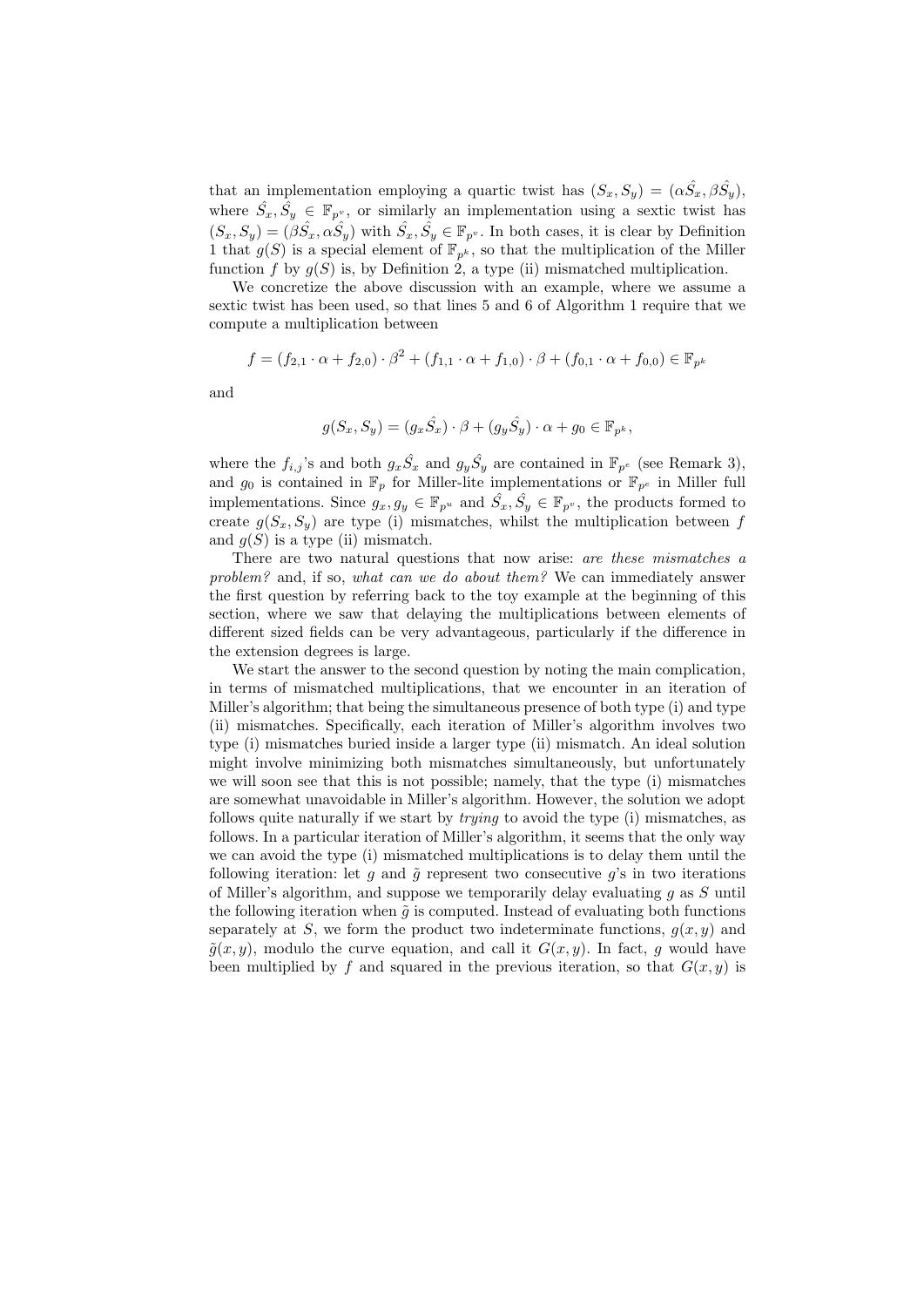that an implementation employing a quartic twist has $(S_x, S_y) = (\alpha\hat{S_x}, \beta\hat{S_y})$, where $\hat{S_x}, \hat{S_y} \in \mathbb{F}_{p^v}$, or similarly an implementation using a sextic twist has $(S_x, S_y) = (\beta\hat{S_x}, \alpha\hat{S_y})$ with $\hat{S_x}, \hat{S_y} \in \mathbb{F}_{p^v}$. In both cases, it is clear by Definition 1 that $g(S)$ is a special element of $\mathbb{F}_{p^k}$, so that the multiplication of the Miller function $f$ by $g(S)$ is, by Definition 2, a type (ii) mismatched multiplication.

We concretize the above discussion with an example, where we assume a sextic twist has been used, so that lines 5 and 6 of Algorithm 1 require that we compute a multiplication between

$$f = (f_{2,1} \cdot \alpha + f_{2,0}) \cdot \beta^2 + (f_{1,1} \cdot \alpha + f_{1,0}) \cdot \beta + (f_{0,1} \cdot \alpha + f_{0,0}) \in \mathbb{F}_{p^k}$$

and

$$g(S_x, S_y) = (g_x\hat{S_x}) \cdot \beta + (g_y\hat{S_y}) \cdot \alpha + g_0 \in \mathbb{F}_{p^k},$$

where the $f_{i,j}$'s and both $g_x\hat{S_x}$ and $g_y\hat{S_y}$ are contained in $\mathbb{F}_{p^e}$ (see Remark 3), and $g_0$ is contained in $\mathbb{F}_p$ for Miller-lite implementations or $\mathbb{F}_{p^e}$ in Miller full implementations. Since $g_x, g_y \in \mathbb{F}_{p^u}$ and $\hat{S_x}, \hat{S_y} \in \mathbb{F}_{p^v}$, the products formed to create $g(S_x, S_y)$ are type (i) mismatches, whilst the multiplication between $f$ and $g(S)$ is a type (ii) mismatch.

There are two natural questions that now arise: *are these mismatches a problem?* and, if so, *what can we do about them?* We can immediately answer the first question by referring back to the toy example at the beginning of this section, where we saw that delaying the multiplications between elements of different sized fields can be very advantageous, particularly if the difference in the extension degrees is large.

We start the answer to the second question by noting the main complication, in terms of mismatched multiplications, that we encounter in an iteration of Miller's algorithm; that being the simultaneous presence of both type (i) and type (ii) mismatches. Specifically, each iteration of Miller's algorithm involves two type (i) mismatches buried inside a larger type (ii) mismatch. An ideal solution might involve minimizing both mismatches simultaneously, but unfortunately we will soon see that this is not possible; namely, that the type (i) mismatches are somewhat unavoidable in Miller's algorithm. However, the solution we adopt follows quite naturally if we start by *trying* to avoid the type (i) mismatches, as follows. In a particular iteration of Miller's algorithm, it seems that the only way we can avoid the type (i) mismatched multiplications is to delay them until the following iteration: let $g$ and $\tilde{g}$ represent two consecutive $g$'s in two iterations of Miller's algorithm, and suppose we temporarily delay evaluating $g$ as $S$ until the following iteration when $\tilde{g}$ is computed. Instead of evaluating both functions separately at $S$, we form the product two indeterminate functions, $g(x, y)$ and $\tilde{g}(x, y)$, modulo the curve equation, and call it $G(x, y)$. In fact, $g$ would have been multiplied by $f$ and squared in the previous iteration, so that $G(x, y)$ is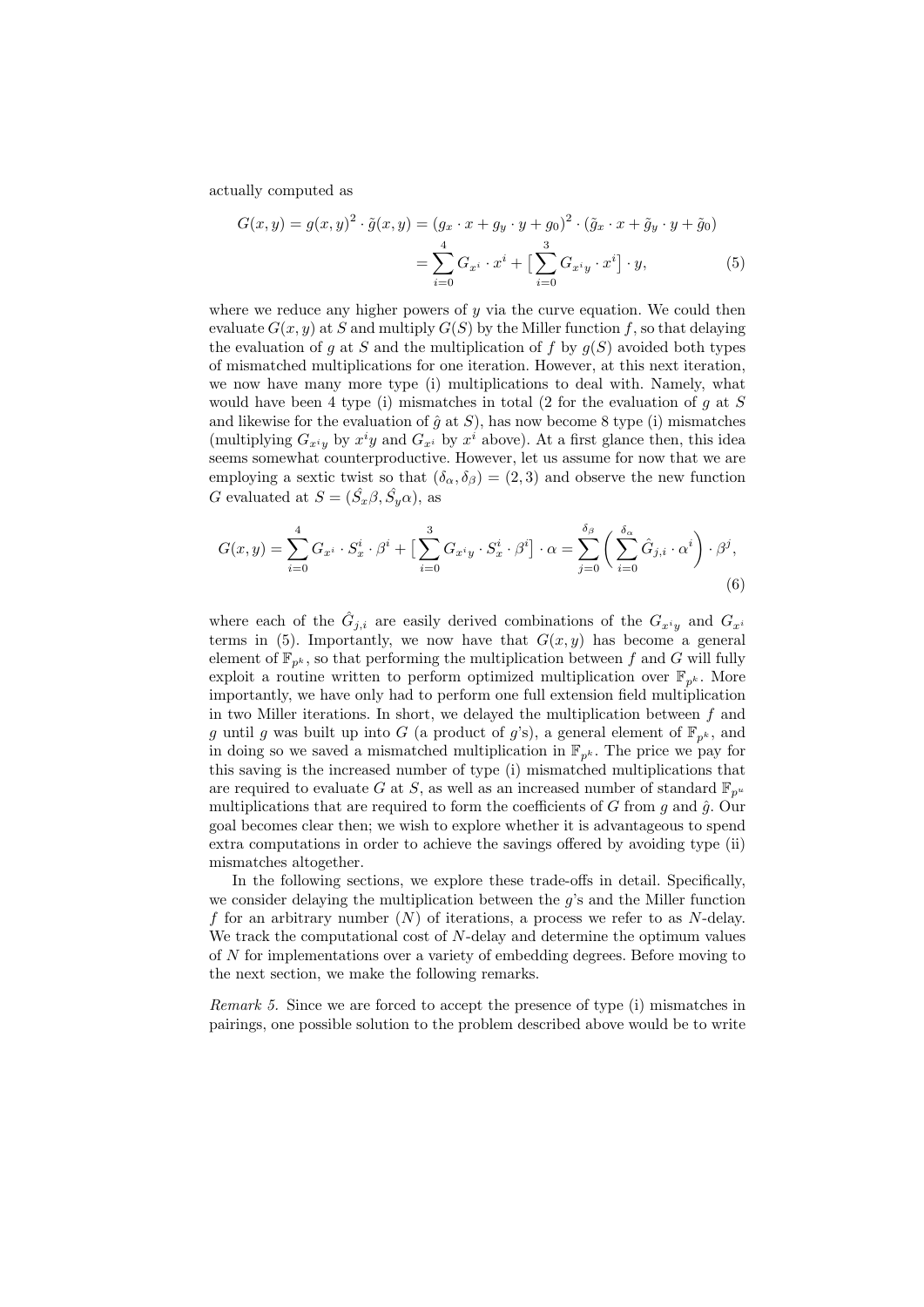actually computed as

$$G(x,y) = g(x,y)^2 \cdot \tilde{g}(x,y) = (g_x \cdot x + g_y \cdot y + g_0)^2 \cdot (\tilde{g}_x \cdot x + \tilde{g}_y \cdot y + \tilde{g}_0)$$
$$= \sum_{i=0}^{4} G_{x^i} \cdot x^i + \big[ \sum_{i=0}^{3} G_{x^i y} \cdot x^i \big] \cdot y, \tag{5}$$

where we reduce any higher powers of $y$ via the curve equation. We could then evaluate $G(x,y)$ at $S$ and multiply $G(S)$ by the Miller function $f$, so that delaying the evaluation of $g$ at $S$ and the multiplication of $f$ by $g(S)$ avoided both types of mismatched multiplications for one iteration. However, at this next iteration, we now have many more type (i) multiplications to deal with. Namely, what would have been 4 type (i) mismatches in total (2 for the evaluation of $g$ at $S$ and likewise for the evaluation of $\hat{g}$ at $S$), has now become 8 type (i) mismatches (multiplying $G_{x^i y}$ by $x^i y$ and $G_{x^i}$ by $x^i$ above). At a first glance then, this idea seems somewhat counterproductive. However, let us assume for now that we are employing a sextic twist so that $(\delta_\alpha, \delta_\beta) = (2,3)$ and observe the new function $G$ evaluated at $S = (\hat{S_x}\beta, \hat{S_y}\alpha)$, as

$$G(x,y) = \sum_{i=0}^{4} G_{x^i} \cdot S_x^i \cdot \beta^i + \big[ \sum_{i=0}^{3} G_{x^i y} \cdot S_x^i \cdot \beta^i \big] \cdot \alpha = \sum_{j=0}^{\delta_\beta} \left( \sum_{i=0}^{\delta_\alpha} \hat{G}_{j,i} \cdot \alpha^i \right) \cdot \beta^j, \tag{6}$$

where each of the $\hat{G}_{j,i}$ are easily derived combinations of the $G_{x^i y}$ and $G_{x^i}$ terms in (5). Importantly, we now have that $G(x,y)$ has become a general element of $\mathbb{F}_{p^k}$, so that performing the multiplication between $f$ and $G$ will fully exploit a routine written to perform optimized multiplication over $\mathbb{F}_{p^k}$. More importantly, we have only had to perform one full extension field multiplication in two Miller iterations. In short, we delayed the multiplication between $f$ and $g$ until $g$ was built up into $G$ (a product of $g$'s), a general element of $\mathbb{F}_{p^k}$, and in doing so we saved a mismatched multiplication in $\mathbb{F}_{p^k}$. The price we pay for this saving is the increased number of type (i) mismatched multiplications that are required to evaluate $G$ at $S$, as well as an increased number of standard $\mathbb{F}_{p^u}$ multiplications that are required to form the coefficients of $G$ from $g$ and $\hat{g}$. Our goal becomes clear then; we wish to explore whether it is advantageous to spend extra computations in order to achieve the savings offered by avoiding type (ii) mismatches altogether.

In the following sections, we explore these trade-offs in detail. Specifically, we consider delaying the multiplication between the $g$'s and the Miller function $f$ for an arbitrary number ($N$) of iterations, a process we refer to as $N$-delay. We track the computational cost of $N$-delay and determine the optimum values of $N$ for implementations over a variety of embedding degrees. Before moving to the next section, we make the following remarks.

*Remark 5.* Since we are forced to accept the presence of type (i) mismatches in pairings, one possible solution to the problem described above would be to write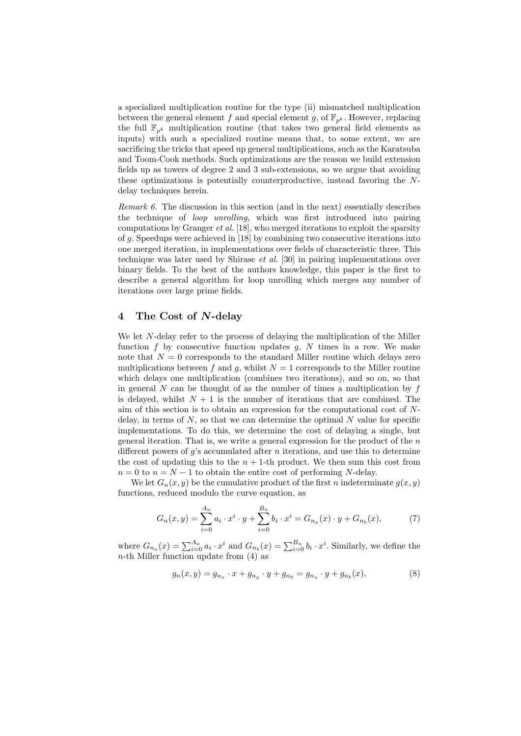a specialized multiplication routine for the type (ii) mismatched multiplication between the general element $f$ and special element $g$, of $\mathbb{F}_{p^k}$. However, replacing the full $\mathbb{F}_{p^k}$ multiplication routine (that takes two general field elements as inputs) with such a specialized routine means that, to some extent, we are sacrificing the tricks that speed up general multiplications, such as the Karatsuba and Toom-Cook methods. Such optimizations are the reason we build extension fields up as towers of degree 2 and 3 sub-extensions, so we argue that avoiding these optimizations is potentially counterproductive, instead favoring the $N$-delay techniques herein.

*Remark 6.* The discussion in this section (and in the next) essentially describes the technique of *loop unrolling*, which was first introduced into pairing computations by Granger *et al.* [18], who merged iterations to exploit the sparsity of $g$. Speedups were achieved in [18] by combining two consecutive iterations into one merged iteration, in implementations over fields of characteristic three. This technique was later used by Shirase *et al.* [30] in pairing implementations over binary fields. To the best of the authors knowledge, this paper is the first to describe a general algorithm for loop unrolling which merges any number of iterations over large prime fields.

## 4 The Cost of $N$-delay

We let $N$-delay refer to the process of delaying the multiplication of the Miller function $f$ by consecutive function updates $g$, $N$ times in a row. We make note that $N = 0$ corresponds to the standard Miller routine which delays zero multiplications between $f$ and $g$, whilst $N = 1$ corresponds to the Miller routine which delays one multiplication (combines two iterations), and so on, so that in general $N$ can be thought of as the number of times a multiplication by $f$ is delayed, whilst $N + 1$ is the number of iterations that are combined. The aim of this section is to obtain an expression for the computational cost of $N$-delay, in terms of $N$, so that we can determine the optimal $N$ value for specific implementations. To do this, we determine the cost of delaying a single, but general iteration. That is, we write a general expression for the product of the $n$ different powers of $g$'s accumulated after $n$ iterations, and use this to determine the cost of updating this to the $n+1$-th product. We then sum this cost from $n = 0$ to $n = N - 1$ to obtain the entire cost of performing $N$-delay.

We let $G_n(x, y)$ be the cumulative product of the first $n$ indeterminate $g(x, y)$ functions, reduced modulo the curve equation, as

$$G_n(x, y) = \sum_{i=0}^{A_n} a_i \cdot x^i \cdot y + \sum_{i=0}^{B_n} b_i \cdot x^i = G_{n_a}(x) \cdot y + G_{n_b}(x), \tag{7}$$

where $G_{n_a}(x) = \sum_{i=0}^{A_n} a_i \cdot x^i$ and $G_{n_b}(x) = \sum_{i=0}^{B_n} b_i \cdot x^i$. Similarly, we define the $n$-th Miller function update from (4) as

$$g_n(x, y) = g_{n_x} \cdot x + g_{n_y} \cdot y + g_{n_0} = g_{n_a} \cdot y + g_{n_b}(x), \tag{8}$$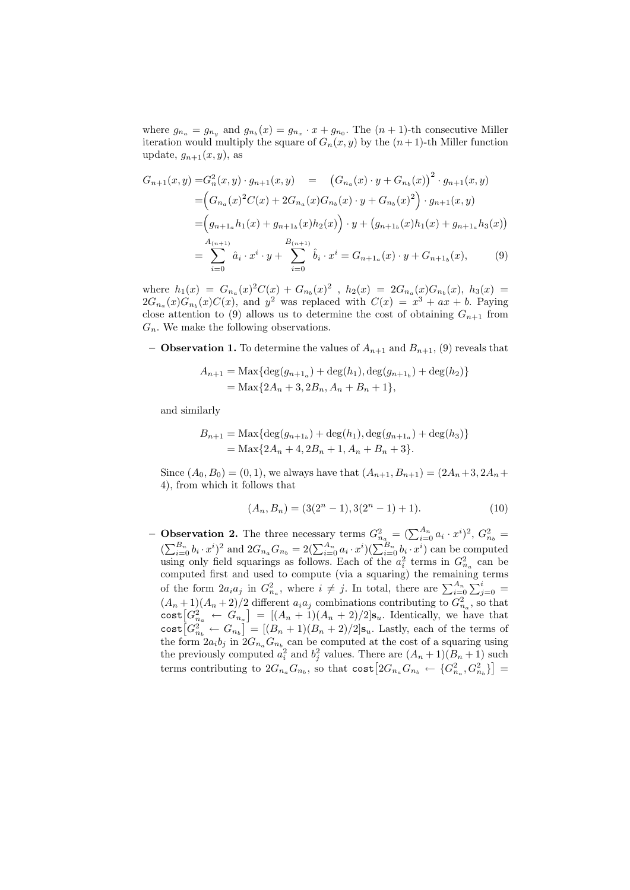where $g_{n_a} = g_{n_y}$ and $g_{n_b}(x) = g_{n_x} \cdot x + g_{n_0}$. The $(n+1)$-th consecutive Miller iteration would multiply the square of $G_n(x,y)$ by the $(n+1)$-th Miller function update, $g_{n+1}(x,y)$, as

$$
\begin{aligned}
G_{n+1}(x,y) =& G_n^2(x,y) \cdot g_{n+1}(x,y) \quad = \quad \big(G_{n_a}(x) \cdot y + G_{n_b}(x)\big)^2 \cdot g_{n+1}(x,y) \\
=& \Big(G_{n_a}(x)^2 C(x) + 2G_{n_a}(x)G_{n_b}(x) \cdot y + G_{n_b}(x)^2\Big) \cdot g_{n+1}(x,y) \\
=& \Big(g_{n+1_a} h_1(x) + g_{n+1_b}(x) h_2(x)\Big) \cdot y + \big(g_{n+1_b}(x) h_1(x) + g_{n+1_a} h_3(x)\big) \\
=& \sum_{i=0}^{A_{(n+1)}} \hat{a}_i \cdot x^i \cdot y + \sum_{i=0}^{B_{(n+1)}} \hat{b}_i \cdot x^i = G_{n+1_a}(x) \cdot y + G_{n+1_b}(x),
\end{aligned}
\tag{9}
$$

where $h_1(x) = G_{n_a}(x)^2 C(x) + G_{n_b}(x)^2$ , $h_2(x) = 2G_{n_a}(x)G_{n_b}(x)$, $h_3(x) = 2G_{n_a}(x)G_{n_b}(x)C(x)$, and $y^2$ was replaced with $C(x) = x^3 + ax + b$. Paying close attention to (9) allows us to determine the cost of obtaining $G_{n+1}$ from $G_n$. We make the following observations.

- **Observation 1.** To determine the values of $A_{n+1}$ and $B_{n+1}$, (9) reveals that

$$
\begin{aligned}
A_{n+1} &= \text{Max}\{\deg(g_{n+1_a}) + \deg(h_1), \deg(g_{n+1_b}) + \deg(h_2)\} \\
&= \text{Max}\{2A_n + 3, 2B_n, A_n + B_n + 1\},
\end{aligned}
$$

  and similarly

$$
\begin{aligned}
B_{n+1} &= \text{Max}\{\deg(g_{n+1_b}) + \deg(h_1), \deg(g_{n+1_a}) + \deg(h_3)\} \\
&= \text{Max}\{2A_n + 4, 2B_n + 1, A_n + B_n + 3\}.
\end{aligned}
$$

  Since $(A_0, B_0) = (0, 1)$, we always have that $(A_{n+1}, B_{n+1}) = (2A_n + 3, 2A_n + 4)$, from which it follows that

$$
(A_n, B_n) = (3(2^n - 1), 3(2^n - 1) + 1). \tag{10}
$$

- **Observation 2.** The three necessary terms $G_{n_a}^2 = (\sum_{i=0}^{A_n} a_i \cdot x^i)^2$, $G_{n_b}^2 = (\sum_{i=0}^{B_n} b_i \cdot x^i)^2$ and $2G_{n_a}G_{n_b} = 2(\sum_{i=0}^{A_n} a_i \cdot x^i)(\sum_{i=0}^{B_n} b_i \cdot x^i)$ can be computed using only field squarings as follows. Each of the $a_i^2$ terms in $G_{n_a}^2$ can be computed first and used to compute (via a squaring) the remaining terms of the form $2a_i a_j$ in $G_{n_a}^2$, where $i \neq j$. In total, there are $\sum_{i=0}^{A_n} \sum_{j=0}^{i} = (A_n+1)(A_n+2)/2$ different $a_i a_j$ combinations contributing to $G_{n_a}^2$, so that $\texttt{cost}\big[G_{n_a}^2 \leftarrow G_{n_a}\big] = [(A_n+1)(A_n+2)/2]\mathbf{s}_u$. Identically, we have that $\texttt{cost}\big[G_{n_b}^2 \leftarrow G_{n_b}\big] = [(B_n+1)(B_n+2)/2]\mathbf{s}_u$. Lastly, each of the terms of the form $2a_i b_j$ in $2G_{n_a}G_{n_b}$ can be computed at the cost of a squaring using the previously computed $a_i^2$ and $b_j^2$ values. There are $(A_n+1)(B_n+1)$ such terms contributing to $2G_{n_a}G_{n_b}$, so that $\texttt{cost}\big[2G_{n_a}G_{n_b} \leftarrow \{G_{n_a}^2, G_{n_b}^2\}\big] =$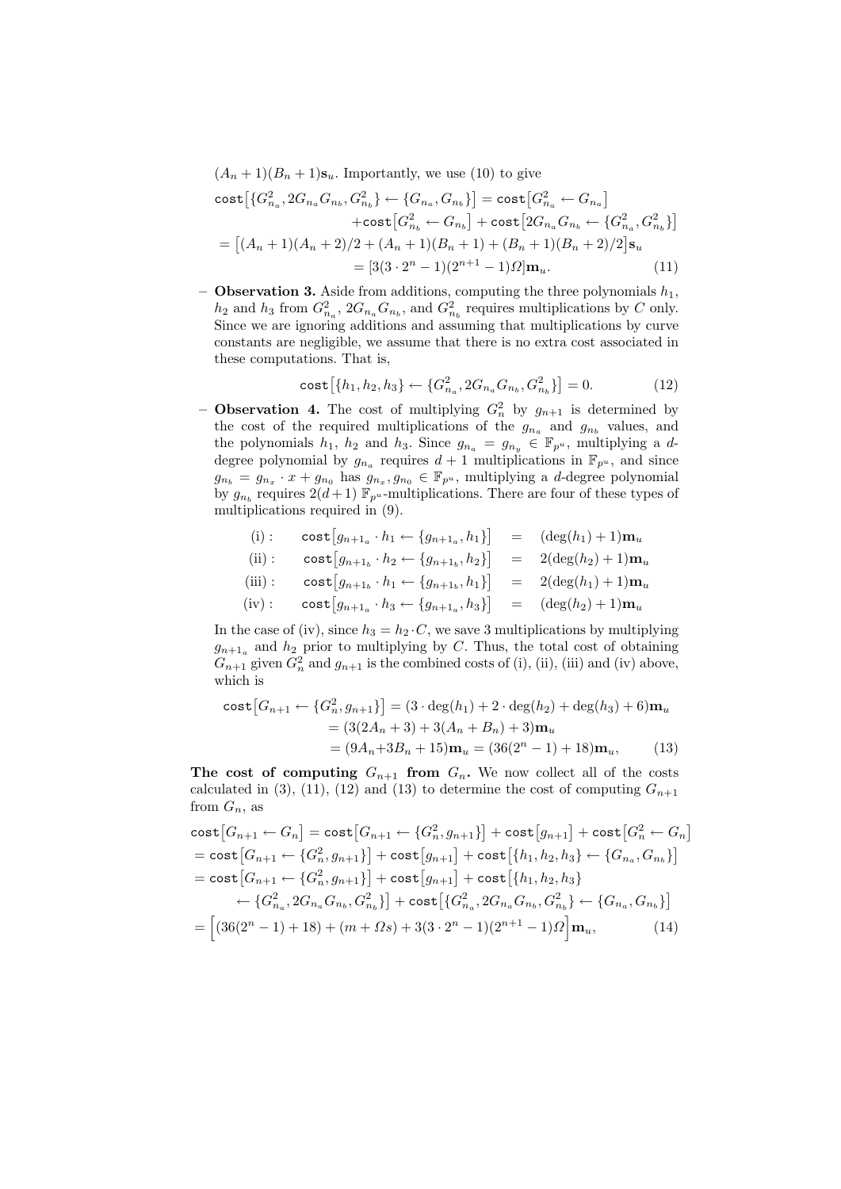$(A_n+1)(B_n+1)\mathbf{s}_u$. Importantly, we use (10) to give

$$
\begin{aligned}
\texttt{cost}\big[\{G_{n_a}^2, 2G_{n_a}G_{n_b}, G_{n_b}^2\} \leftarrow \{G_{n_a}, G_{n_b}\}\big] &= \texttt{cost}\big[G_{n_a}^2 \leftarrow G_{n_a}\big] \\
&\quad + \texttt{cost}\big[G_{n_b}^2 \leftarrow G_{n_b}\big] + \texttt{cost}\big[2G_{n_a}G_{n_b} \leftarrow \{G_{n_a}^2, G_{n_b}^2\}\big] \\
= \big[(A_n+1)(A_n+2)/2 + (A_n+1)(B_n+1) &+ (B_n+1)(B_n+2)/2\big]\mathbf{s}_u \\
&= [3(3\cdot 2^n - 1)(2^{n+1}-1)\Omega]\mathbf{m}_u. \qquad (11)
\end{aligned}
$$

- **Observation 3.** Aside from additions, computing the three polynomials $h_1$, $h_2$ and $h_3$ from $G_{n_a}^2$, $2G_{n_a}G_{n_b}$, and $G_{n_b}^2$ requires multiplications by $C$ only. Since we are ignoring additions and assuming that multiplications by curve constants are negligible, we assume that there is no extra cost associated in these computations. That is,

$$
\texttt{cost}\big[\{h_1, h_2, h_3\} \leftarrow \{G_{n_a}^2, 2G_{n_a}G_{n_b}, G_{n_b}^2\}\big] = 0. \qquad (12)
$$

- **Observation 4.** The cost of multiplying $G_n^2$ by $g_{n+1}$ is determined by the cost of the required multiplications of the $g_{n_a}$ and $g_{n_b}$ values, and the polynomials $h_1$, $h_2$ and $h_3$. Since $g_{n_a} = g_{n_y} \in \mathbb{F}_{p^u}$, multiplying a $d$-degree polynomial by $g_{n_a}$ requires $d+1$ multiplications in $\mathbb{F}_{p^u}$, and since $g_{n_b} = g_{n_x}\cdot x + g_{n_0}$ has $g_{n_x}, g_{n_0} \in \mathbb{F}_{p^u}$, multiplying a $d$-degree polynomial by $g_{n_b}$ requires $2(d+1)$ $\mathbb{F}_{p^u}$-multiplications. There are four of these types of multiplications required in (9).

$$
\begin{aligned}
\text{(i)}: &\quad \texttt{cost}\big[g_{n+1_a}\cdot h_1 \leftarrow \{g_{n+1_a}, h_1\}\big] &= (\deg(h_1)+1)\mathbf{m}_u \\
\text{(ii)}: &\quad \texttt{cost}\big[g_{n+1_b}\cdot h_2 \leftarrow \{g_{n+1_b}, h_2\}\big] &= 2(\deg(h_2)+1)\mathbf{m}_u \\
\text{(iii)}: &\quad \texttt{cost}\big[g_{n+1_b}\cdot h_1 \leftarrow \{g_{n+1_b}, h_1\}\big] &= 2(\deg(h_1)+1)\mathbf{m}_u \\
\text{(iv)}: &\quad \texttt{cost}\big[g_{n+1_a}\cdot h_3 \leftarrow \{g_{n+1_a}, h_3\}\big] &= (\deg(h_2)+1)\mathbf{m}_u
\end{aligned}
$$

In the case of (iv), since $h_3 = h_2\cdot C$, we save 3 multiplications by multiplying $g_{n+1_a}$ and $h_2$ prior to multiplying by $C$. Thus, the total cost of obtaining $G_{n+1}$ given $G_n^2$ and $g_{n+1}$ is the combined costs of (i), (ii), (iii) and (iv) above, which is

$$
\begin{aligned}
\texttt{cost}\big[G_{n+1} \leftarrow \{G_n^2, g_{n+1}\}\big] &= (3\cdot\deg(h_1) + 2\cdot\deg(h_2) + \deg(h_3) + 6)\mathbf{m}_u \\
&= (3(2A_n+3) + 3(A_n+B_n)+3)\mathbf{m}_u \\
&= (9A_n + 3B_n + 15)\mathbf{m}_u = (36(2^n-1)+18)\mathbf{m}_u, \qquad (13)
\end{aligned}
$$

**The cost of computing $G_{n+1}$ from $G_n$.** We now collect all of the costs calculated in (3), (11), (12) and (13) to determine the cost of computing $G_{n+1}$ from $G_n$, as

$$
\begin{aligned}
&\texttt{cost}\big[G_{n+1} \leftarrow G_n\big] = \texttt{cost}\big[G_{n+1} \leftarrow \{G_n^2, g_{n+1}\}\big] + \texttt{cost}\big[g_{n+1}\big] + \texttt{cost}\big[G_n^2 \leftarrow G_n\big] \\
&= \texttt{cost}\big[G_{n+1} \leftarrow \{G_n^2, g_{n+1}\}\big] + \texttt{cost}\big[g_{n+1}\big] + \texttt{cost}\big[\{h_1,h_2,h_3\} \leftarrow \{G_{n_a}, G_{n_b}\}\big] \\
&= \texttt{cost}\big[G_{n+1} \leftarrow \{G_n^2, g_{n+1}\}\big] + \texttt{cost}\big[g_{n+1}\big] + \texttt{cost}\big[\{h_1,h_2,h_3\} \\
&\qquad \leftarrow \{G_{n_a}^2, 2G_{n_a}G_{n_b}, G_{n_b}^2\}\big] + \texttt{cost}\big[\{G_{n_a}^2, 2G_{n_a}G_{n_b}, G_{n_b}^2\} \leftarrow \{G_{n_a}, G_{n_b}\}\big] \\
&= \Big[(36(2^n-1)+18) + (m+\Omega s) + 3(3\cdot 2^n - 1)(2^{n+1}-1)\Omega\Big]\mathbf{m}_u, \qquad (14)
\end{aligned}
$$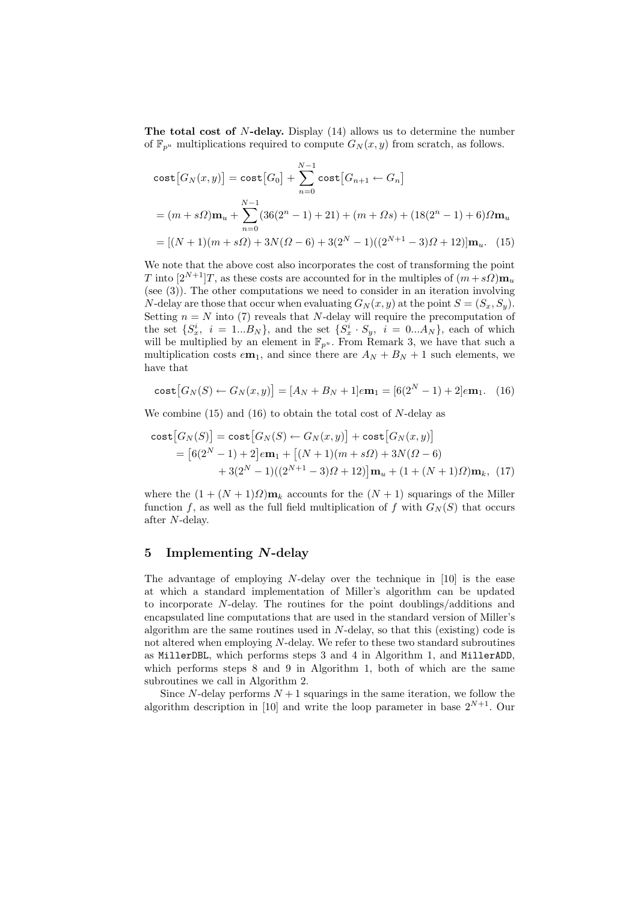**The total cost of $N$-delay.** Display (14) allows us to determine the number of $\mathbb{F}_{p^u}$ multiplications required to compute $G_N(x,y)$ from scratch, as follows.

$$
\begin{aligned}
\texttt{cost}\big[G_N(x,y)\big] &= \texttt{cost}\big[G_0\big] + \sum_{n=0}^{N-1} \texttt{cost}\big[G_{n+1} \leftarrow G_n\big] \\
&= (m+s\Omega)\mathbf{m}_u + \sum_{n=0}^{N-1} (36(2^n-1)+21) + (m+\Omega s) + (18(2^n-1)+6)\Omega\mathbf{m}_u \\
&= [(N+1)(m+s\Omega) + 3N(\Omega-6) + 3(2^N-1)((2^{N+1}-3)\Omega+12)]\mathbf{m}_u. \quad (15)
\end{aligned}
$$

We note that the above cost also incorporates the cost of transforming the point $T$ into $[2^{N+1}]T$, as these costs are accounted for in the multiples of $(m+s\Omega)\mathbf{m}_u$ (see (3)). The other computations we need to consider in an iteration involving $N$-delay are those that occur when evaluating $G_N(x,y)$ at the point $S=(S_x,S_y)$. Setting $n=N$ into (7) reveals that $N$-delay will require the precomputation of the set $\{S_x^i,\ i=1...B_N\}$, and the set $\{S_x^i \cdot S_y,\ i=0...A_N\}$, each of which will be multiplied by an element in $\mathbb{F}_{p^u}$. From Remark 3, we have that such a multiplication costs $e\mathbf{m}_1$, and since there are $A_N+B_N+1$ such elements, we have that

$$
\texttt{cost}\big[G_N(S) \leftarrow G_N(x,y)\big] = [A_N+B_N+1]e\mathbf{m}_1 = [6(2^N-1)+2]e\mathbf{m}_1. \quad (16)
$$

We combine (15) and (16) to obtain the total cost of $N$-delay as

$$
\begin{aligned}
\texttt{cost}\big[G_N(S)\big] &= \texttt{cost}\big[G_N(S) \leftarrow G_N(x,y)\big] + \texttt{cost}\big[G_N(x,y)\big] \\
&= \big[6(2^N-1)+2\big]e\mathbf{m}_1 + \big[(N+1)(m+s\Omega) + 3N(\Omega-6) \\
&\quad + 3(2^N-1)((2^{N+1}-3)\Omega+12)\big]\mathbf{m}_u + (1+(N+1)\Omega)\mathbf{m}_k, \quad (17)
\end{aligned}
$$

where the $(1+(N+1)\Omega)\mathbf{m}_k$ accounts for the $(N+1)$ squarings of the Miller function $f$, as well as the full field multiplication of $f$ with $G_N(S)$ that occurs after $N$-delay.

## 5 Implementing $N$-delay

The advantage of employing $N$-delay over the technique in [10] is the ease at which a standard implementation of Miller's algorithm can be updated to incorporate $N$-delay. The routines for the point doublings/additions and encapsulated line computations that are used in the standard version of Miller's algorithm are the same routines used in $N$-delay, so that this (existing) code is not altered when employing $N$-delay. We refer to these two standard subroutines as `MillerDBL`, which performs steps 3 and 4 in Algorithm 1, and `MillerADD`, which performs steps 8 and 9 in Algorithm 1, both of which are the same subroutines we call in Algorithm 2.

Since $N$-delay performs $N+1$ squarings in the same iteration, we follow the algorithm description in [10] and write the loop parameter in base $2^{N+1}$. Our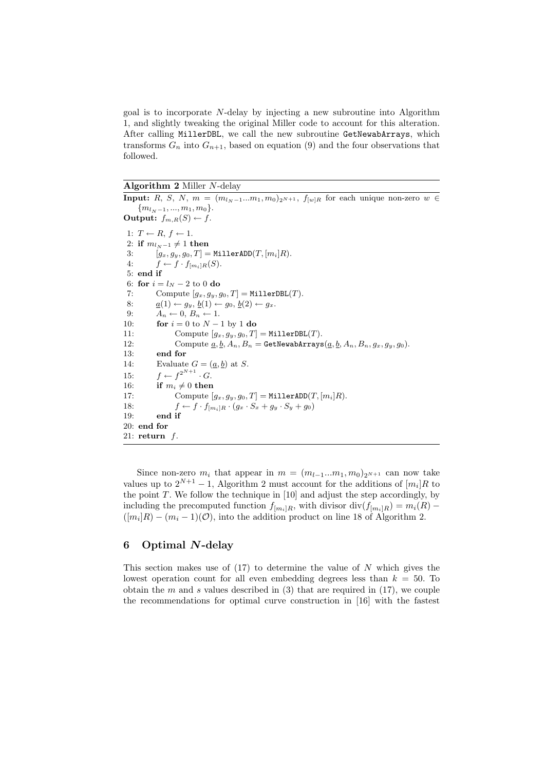goal is to incorporate $N$-delay by injecting a new subroutine into Algorithm 1, and slightly tweaking the original Miller code to account for this alteration. After calling MillerDBL, we call the new subroutine GetNewabArrays, which transforms $G_n$ into $G_{n+1}$, based on equation (9) and the four observations that followed.

**Algorithm 2** Miller $N$-delay

**Input:** $R$, $S$, $N$, $m = (m_{l_N-1}...m_1, m_0)_{2^{N+1}}$, $f_{[w]R}$ for each unique non-zero $w \in \{m_{l_N-1}, ..., m_1, m_0\}$.
**Output:** $f_{m,R}(S) \leftarrow f$.

```
 1: T ← R, f ← 1.
 2: if m_{l_N-1} ≠ 1 then
 3:     [g_x, g_y, g_0, T] = MillerADD(T, [m_i]R).
 4:     f ← f · f_{[m_i]R}(S).
 5: end if
 6: for i = l_N − 2 to 0 do
 7:     Compute [g_x, g_y, g_0, T] = MillerDBL(T).
 8:     a(1) ← g_y, b(1) ← g_0, b(2) ← g_x.
 9:     A_n ← 0, B_n ← 1.
10:     for i = 0 to N − 1 by 1 do
11:         Compute [g_x, g_y, g_0, T] = MillerDBL(T).
12:         Compute a, b, A_n, B_n = GetNewabArrays(a, b, A_n, B_n, g_x, g_y, g_0).
13:     end for
14:     Evaluate G = (a, b) at S.
15:     f ← f^{2^{N+1}} · G.
16:     if m_i ≠ 0 then
17:         Compute [g_x, g_y, g_0, T] = MillerADD(T, [m_i]R).
18:         f ← f · f_{[m_i]R} · (g_x · S_x + g_y · S_y + g_0)
19:     end if
20: end for
21: return f.
```

Since non-zero $m_i$ that appear in $m = (m_{l-1}...m_1, m_0)_{2^{N+1}}$ can now take values up to $2^{N+1} - 1$, Algorithm 2 must account for the additions of $[m_i]R$ to the point $T$. We follow the technique in [10] and adjust the step accordingly, by including the precomputed function $f_{[m_i]R}$, with divisor $\text{div}(f_{[m_i]R}) = m_i(R) - ([m_i]R) - (m_i - 1)(\mathcal{O})$, into the addition product on line 18 of Algorithm 2.

## 6 Optimal $N$-delay

This section makes use of (17) to determine the value of $N$ which gives the lowest operation count for all even embedding degrees less than $k = 50$. To obtain the $m$ and $s$ values described in (3) that are required in (17), we couple the recommendations for optimal curve construction in [16] with the fastest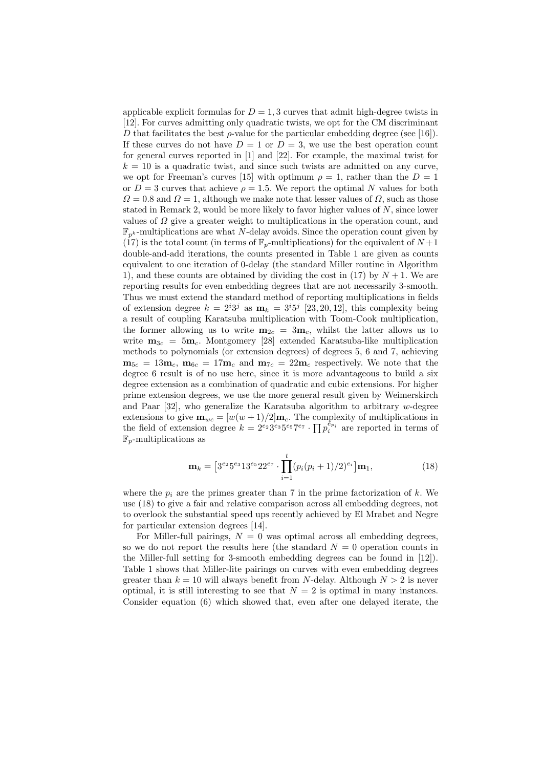applicable explicit formulas for $D = 1, 3$ curves that admit high-degree twists in [12]. For curves admitting only quadratic twists, we opt for the CM discriminant $D$ that facilitates the best $\rho$-value for the particular embedding degree (see [16]). If these curves do not have $D = 1$ or $D = 3$, we use the best operation count for general curves reported in [1] and [22]. For example, the maximal twist for $k = 10$ is a quadratic twist, and since such twists are admitted on any curve, we opt for Freeman's curves [15] with optimum $\rho = 1$, rather than the $D = 1$ or $D = 3$ curves that achieve $\rho = 1.5$. We report the optimal $N$ values for both $\Omega = 0.8$ and $\Omega = 1$, although we make note that lesser values of $\Omega$, such as those stated in Remark 2, would be more likely to favor higher values of $N$, since lower values of $\Omega$ give a greater weight to multiplications in the operation count, and $\mathbb{F}_{p^k}$-multiplications are what $N$-delay avoids. Since the operation count given by (17) is the total count (in terms of $\mathbb{F}_p$-multiplications) for the equivalent of $N+1$ double-and-add iterations, the counts presented in Table 1 are given as counts equivalent to one iteration of 0-delay (the standard Miller routine in Algorithm 1), and these counts are obtained by dividing the cost in (17) by $N + 1$. We are reporting results for even embedding degrees that are not necessarily 3-smooth. Thus we must extend the standard method of reporting multiplications in fields of extension degree $k = 2^i 3^j$ as $\mathbf{m}_k = 3^i 5^j$ [23, 20, 12], this complexity being a result of coupling Karatsuba multiplication with Toom-Cook multiplication, the former allowing us to write $\mathbf{m}_{2c} = 3\mathbf{m}_c$, whilst the latter allows us to write $\mathbf{m}_{3c} = 5\mathbf{m}_c$. Montgomery [28] extended Karatsuba-like multiplication methods to polynomials (or extension degrees) of degrees 5, 6 and 7, achieving $\mathbf{m}_{5c} = 13\mathbf{m}_c$, $\mathbf{m}_{6c} = 17\mathbf{m}_c$ and $\mathbf{m}_{7c} = 22\mathbf{m}_c$ respectively. We note that the degree 6 result is of no use here, since it is more advantageous to build a six degree extension as a combination of quadratic and cubic extensions. For higher prime extension degrees, we use the more general result given by Weimerskirch and Paar [32], who generalize the Karatsuba algorithm to arbitrary $w$-degree extensions to give $\mathbf{m}_{wc} = [w(w + 1)/2]\mathbf{m}_c$. The complexity of multiplications in the field of extension degree $k = 2^{e_2} 3^{e_3} 5^{e_5} 7^{e_7} \cdot \prod p_i^{e_{p_i}}$ are reported in terms of $\mathbb{F}_p$-multiplications as

$$\mathbf{m}_k = \left[3^{e_2} 5^{e_3} 13^{e_5} 22^{e_7} \cdot \prod_{i=1}^{t} (p_i(p_i + 1)/2)^{e_i}\right] \mathbf{m}_1, \tag{18}$$

where the $p_i$ are the primes greater than 7 in the prime factorization of $k$. We use (18) to give a fair and relative comparison across all embedding degrees, not to overlook the substantial speed ups recently achieved by El Mrabet and Negre for particular extension degrees [14].

For Miller-full pairings, $N = 0$ was optimal across all embedding degrees, so we do not report the results here (the standard $N = 0$ operation counts in the Miller-full setting for 3-smooth embedding degrees can be found in [12]). Table 1 shows that Miller-lite pairings on curves with even embedding degrees greater than $k = 10$ will always benefit from $N$-delay. Although $N > 2$ is never optimal, it is still interesting to see that $N = 2$ is optimal in many instances. Consider equation (6) which showed that, even after one delayed iterate, the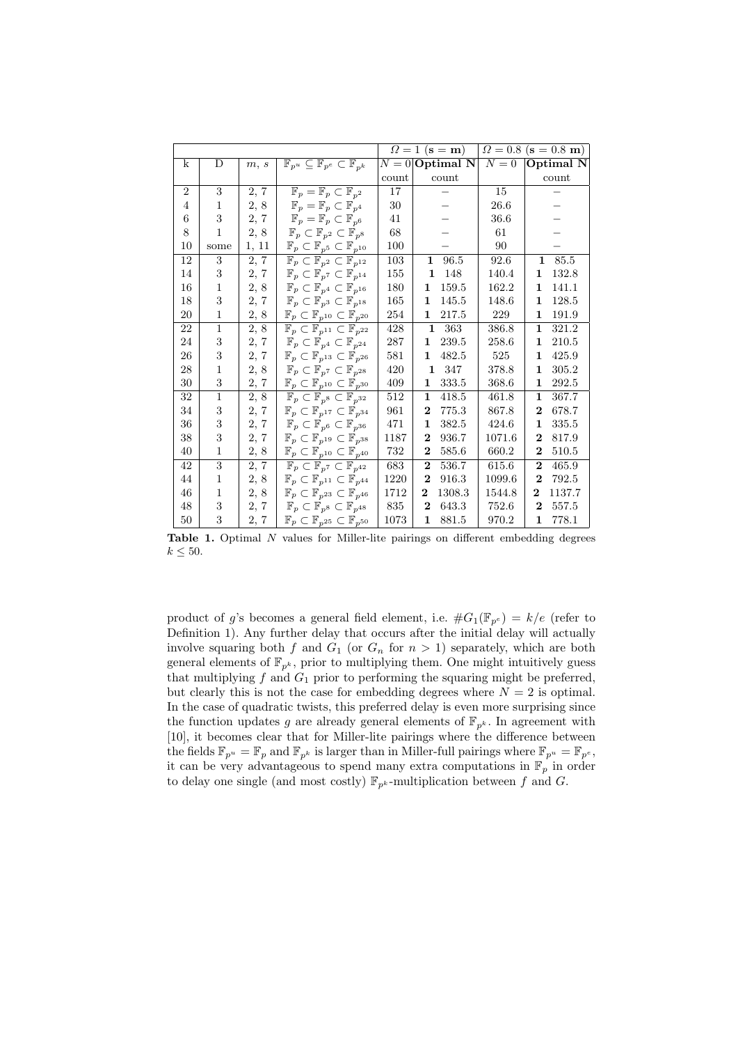| | | | | $\Omega = 1$ ($\mathbf{s} = \mathbf{m}$) | | $\Omega = 0.8$ ($\mathbf{s} = 0.8\ \mathbf{m}$) | |
|---|---|---|---|---|---|---|---|
| k | D | $m$, $s$ | $\mathbb{F}_{p^u} \subseteq \mathbb{F}_{p^e} \subset \mathbb{F}_{p^k}$ | $N = 0$ | **Optimal N** | $N = 0$ | **Optimal N** |
| | | | | count | count | | count |
| 2 | 3 | 2, 7 | $\mathbb{F}_p = \mathbb{F}_p \subset \mathbb{F}_{p^2}$ | 17 | – | 15 | – |
| 4 | 1 | 2, 8 | $\mathbb{F}_p = \mathbb{F}_p \subset \mathbb{F}_{p^4}$ | 30 | – | 26.6 | – |
| 6 | 3 | 2, 7 | $\mathbb{F}_p = \mathbb{F}_p \subset \mathbb{F}_{p^6}$ | 41 | – | 36.6 | – |
| 8 | 1 | 2, 8 | $\mathbb{F}_p \subset \mathbb{F}_{p^2} \subset \mathbb{F}_{p^8}$ | 68 | – | 61 | – |
| 10 | some | 1, 11 | $\mathbb{F}_p \subset \mathbb{F}_{p^5} \subset \mathbb{F}_{p^{10}}$ | 100 | – | 90 | – |
| 12 | 3 | 2, 7 | $\mathbb{F}_p \subset \mathbb{F}_{p^2} \subset \mathbb{F}_{p^{12}}$ | 103 | **1** 96.5 | 92.6 | **1** 85.5 |
| 14 | 3 | 2, 7 | $\mathbb{F}_p \subset \mathbb{F}_{p^7} \subset \mathbb{F}_{p^{14}}$ | 155 | **1** 148 | 140.4 | **1** 132.8 |
| 16 | 1 | 2, 8 | $\mathbb{F}_p \subset \mathbb{F}_{p^4} \subset \mathbb{F}_{p^{16}}$ | 180 | **1** 159.5 | 162.2 | **1** 141.1 |
| 18 | 3 | 2, 7 | $\mathbb{F}_p \subset \mathbb{F}_{p^3} \subset \mathbb{F}_{p^{18}}$ | 165 | **1** 145.5 | 148.6 | **1** 128.5 |
| 20 | 1 | 2, 8 | $\mathbb{F}_p \subset \mathbb{F}_{p^{10}} \subset \mathbb{F}_{p^{20}}$ | 254 | **1** 217.5 | 229 | **1** 191.9 |
| 22 | 1 | 2, 8 | $\mathbb{F}_p \subset \mathbb{F}_{p^{11}} \subset \mathbb{F}_{p^{22}}$ | 428 | **1** 363 | 386.8 | **1** 321.2 |
| 24 | 3 | 2, 7 | $\mathbb{F}_p \subset \mathbb{F}_{p^4} \subset \mathbb{F}_{p^{24}}$ | 287 | **1** 239.5 | 258.6 | **1** 210.5 |
| 26 | 3 | 2, 7 | $\mathbb{F}_p \subset \mathbb{F}_{p^{13}} \subset \mathbb{F}_{p^{26}}$ | 581 | **1** 482.5 | 525 | **1** 425.9 |
| 28 | 1 | 2, 8 | $\mathbb{F}_p \subset \mathbb{F}_{p^7} \subset \mathbb{F}_{p^{28}}$ | 420 | **1** 347 | 378.8 | **1** 305.2 |
| 30 | 3 | 2, 7 | $\mathbb{F}_p \subset \mathbb{F}_{p^{10}} \subset \mathbb{F}_{p^{30}}$ | 409 | **1** 333.5 | 368.6 | **1** 292.5 |
| 32 | 1 | 2, 8 | $\mathbb{F}_p \subset \mathbb{F}_{p^8} \subset \mathbb{F}_{p^{32}}$ | 512 | **1** 418.5 | 461.8 | **1** 367.7 |
| 34 | 3 | 2, 7 | $\mathbb{F}_p \subset \mathbb{F}_{p^{17}} \subset \mathbb{F}_{p^{34}}$ | 961 | **2** 775.3 | 867.8 | **2** 678.7 |
| 36 | 3 | 2, 7 | $\mathbb{F}_p \subset \mathbb{F}_{p^6} \subset \mathbb{F}_{p^{36}}$ | 471 | **1** 382.5 | 424.6 | **1** 335.5 |
| 38 | 3 | 2, 7 | $\mathbb{F}_p \subset \mathbb{F}_{p^{19}} \subset \mathbb{F}_{p^{38}}$ | 1187 | **2** 936.7 | 1071.6 | **2** 817.9 |
| 40 | 1 | 2, 8 | $\mathbb{F}_p \subset \mathbb{F}_{p^{10}} \subset \mathbb{F}_{p^{40}}$ | 732 | **2** 585.6 | 660.2 | **2** 510.5 |
| 42 | 3 | 2, 7 | $\mathbb{F}_p \subset \mathbb{F}_{p^7} \subset \mathbb{F}_{p^{42}}$ | 683 | **2** 536.7 | 615.6 | **2** 465.9 |
| 44 | 1 | 2, 8 | $\mathbb{F}_p \subset \mathbb{F}_{p^{11}} \subset \mathbb{F}_{p^{44}}$ | 1220 | **2** 916.3 | 1099.6 | **2** 792.5 |
| 46 | 1 | 2, 8 | $\mathbb{F}_p \subset \mathbb{F}_{p^{23}} \subset \mathbb{F}_{p^{46}}$ | 1712 | **2** 1308.3 | 1544.8 | **2** 1137.7 |
| 48 | 3 | 2, 7 | $\mathbb{F}_p \subset \mathbb{F}_{p^8} \subset \mathbb{F}_{p^{48}}$ | 835 | **2** 643.3 | 752.6 | **2** 557.5 |
| 50 | 3 | 2, 7 | $\mathbb{F}_p \subset \mathbb{F}_{p^{25}} \subset \mathbb{F}_{p^{50}}$ | 1073 | **1** 881.5 | 970.2 | **1** 778.1 |

**Table 1.** Optimal $N$ values for Miller-lite pairings on different embedding degrees $k \leq 50$.

product of $g$'s becomes a general field element, i.e. $\#G_1(\mathbb{F}_{p^e}) = k/e$ (refer to Definition 1). Any further delay that occurs after the initial delay will actually involve squaring both $f$ and $G_1$ (or $G_n$ for $n > 1$) separately, which are both general elements of $\mathbb{F}_{p^k}$, prior to multiplying them. One might intuitively guess that multiplying $f$ and $G_1$ prior to performing the squaring might be preferred, but clearly this is not the case for embedding degrees where $N = 2$ is optimal. In the case of quadratic twists, this preferred delay is even more surprising since the function updates $g$ are already general elements of $\mathbb{F}_{p^k}$. In agreement with [10], it becomes clear that for Miller-lite pairings where the difference between the fields $\mathbb{F}_{p^u} = \mathbb{F}_p$ and $\mathbb{F}_{p^k}$ is larger than in Miller-full pairings where $\mathbb{F}_{p^u} = \mathbb{F}_{p^e}$, it can be very advantageous to spend many extra computations in $\mathbb{F}_p$ in order to delay one single (and most costly) $\mathbb{F}_{p^k}$-multiplication between $f$ and $G$.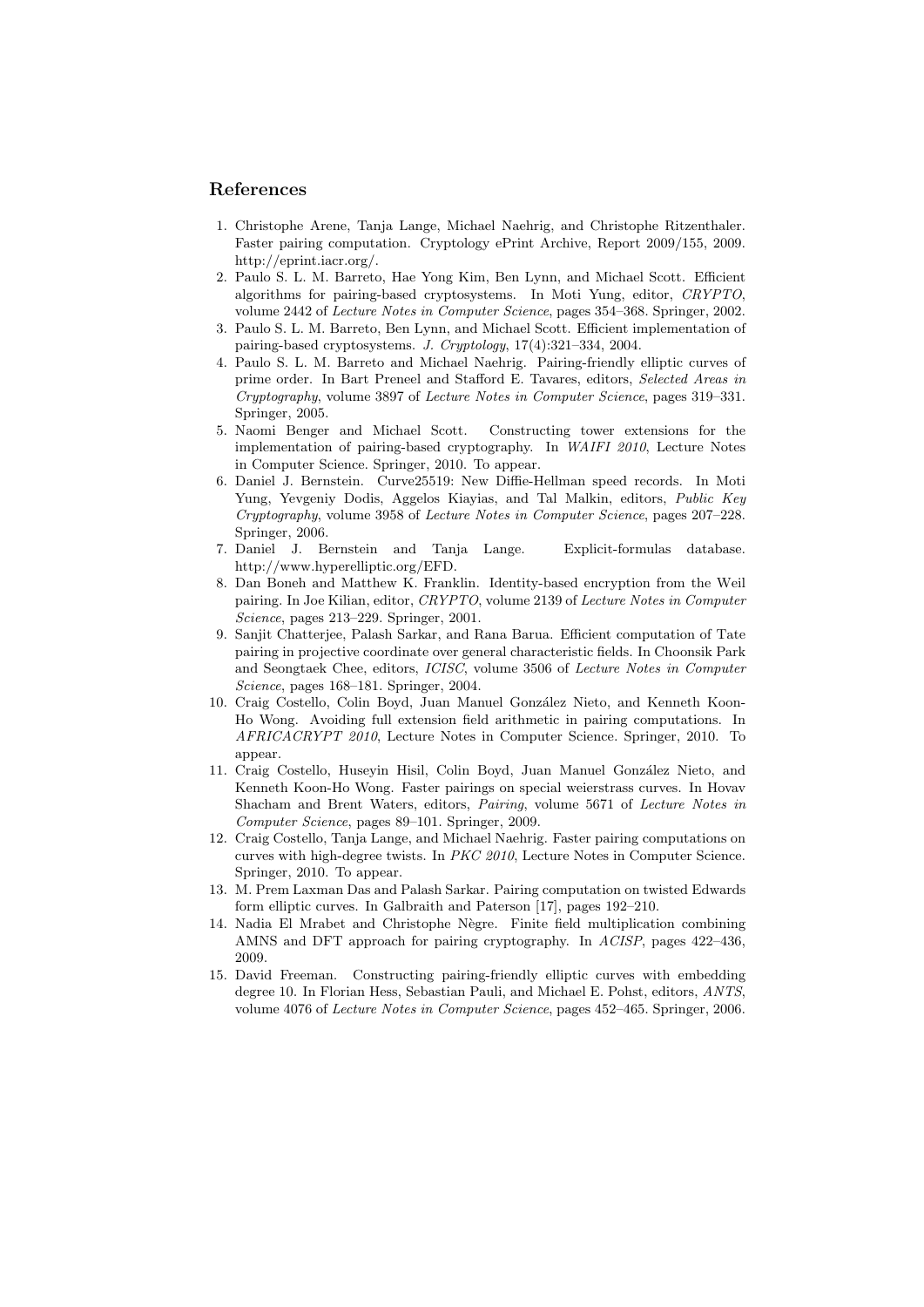## References

1. Christophe Arene, Tanja Lange, Michael Naehrig, and Christophe Ritzenthaler. Faster pairing computation. Cryptology ePrint Archive, Report 2009/155, 2009. http://eprint.iacr.org/.
2. Paulo S. L. M. Barreto, Hae Yong Kim, Ben Lynn, and Michael Scott. Efficient algorithms for pairing-based cryptosystems. In Moti Yung, editor, *CRYPTO*, volume 2442 of *Lecture Notes in Computer Science*, pages 354–368. Springer, 2002.
3. Paulo S. L. M. Barreto, Ben Lynn, and Michael Scott. Efficient implementation of pairing-based cryptosystems. *J. Cryptology*, 17(4):321–334, 2004.
4. Paulo S. L. M. Barreto and Michael Naehrig. Pairing-friendly elliptic curves of prime order. In Bart Preneel and Stafford E. Tavares, editors, *Selected Areas in Cryptography*, volume 3897 of *Lecture Notes in Computer Science*, pages 319–331. Springer, 2005.
5. Naomi Benger and Michael Scott. Constructing tower extensions for the implementation of pairing-based cryptography. In *WAIFI 2010*, Lecture Notes in Computer Science. Springer, 2010. To appear.
6. Daniel J. Bernstein. Curve25519: New Diffie-Hellman speed records. In Moti Yung, Yevgeniy Dodis, Aggelos Kiayias, and Tal Malkin, editors, *Public Key Cryptography*, volume 3958 of *Lecture Notes in Computer Science*, pages 207–228. Springer, 2006.
7. Daniel J. Bernstein and Tanja Lange. Explicit-formulas database. http://www.hyperelliptic.org/EFD.
8. Dan Boneh and Matthew K. Franklin. Identity-based encryption from the Weil pairing. In Joe Kilian, editor, *CRYPTO*, volume 2139 of *Lecture Notes in Computer Science*, pages 213–229. Springer, 2001.
9. Sanjit Chatterjee, Palash Sarkar, and Rana Barua. Efficient computation of Tate pairing in projective coordinate over general characteristic fields. In Choonsik Park and Seongtaek Chee, editors, *ICISC*, volume 3506 of *Lecture Notes in Computer Science*, pages 168–181. Springer, 2004.
10. Craig Costello, Colin Boyd, Juan Manuel González Nieto, and Kenneth Koon-Ho Wong. Avoiding full extension field arithmetic in pairing computations. In *AFRICACRYPT 2010*, Lecture Notes in Computer Science. Springer, 2010. To appear.
11. Craig Costello, Huseyin Hisil, Colin Boyd, Juan Manuel González Nieto, and Kenneth Koon-Ho Wong. Faster pairings on special weierstrass curves. In Hovav Shacham and Brent Waters, editors, *Pairing*, volume 5671 of *Lecture Notes in Computer Science*, pages 89–101. Springer, 2009.
12. Craig Costello, Tanja Lange, and Michael Naehrig. Faster pairing computations on curves with high-degree twists. In *PKC 2010*, Lecture Notes in Computer Science. Springer, 2010. To appear.
13. M. Prem Laxman Das and Palash Sarkar. Pairing computation on twisted Edwards form elliptic curves. In Galbraith and Paterson [17], pages 192–210.
14. Nadia El Mrabet and Christophe Nègre. Finite field multiplication combining AMNS and DFT approach for pairing cryptography. In *ACISP*, pages 422–436, 2009.
15. David Freeman. Constructing pairing-friendly elliptic curves with embedding degree 10. In Florian Hess, Sebastian Pauli, and Michael E. Pohst, editors, *ANTS*, volume 4076 of *Lecture Notes in Computer Science*, pages 452–465. Springer, 2006.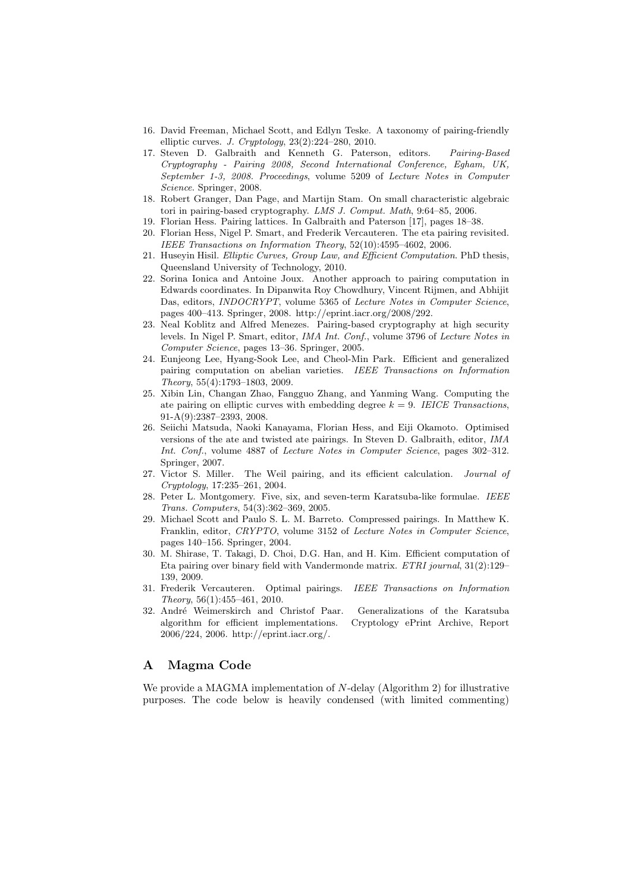16. David Freeman, Michael Scott, and Edlyn Teske. A taxonomy of pairing-friendly elliptic curves. *J. Cryptology*, 23(2):224–280, 2010.
17. Steven D. Galbraith and Kenneth G. Paterson, editors. *Pairing-Based Cryptography - Pairing 2008, Second International Conference, Egham, UK, September 1-3, 2008. Proceedings*, volume 5209 of *Lecture Notes in Computer Science*. Springer, 2008.
18. Robert Granger, Dan Page, and Martijn Stam. On small characteristic algebraic tori in pairing-based cryptography. *LMS J. Comput. Math*, 9:64–85, 2006.
19. Florian Hess. Pairing lattices. In Galbraith and Paterson [17], pages 18–38.
20. Florian Hess, Nigel P. Smart, and Frederik Vercauteren. The eta pairing revisited. *IEEE Transactions on Information Theory*, 52(10):4595–4602, 2006.
21. Huseyin Hisil. *Elliptic Curves, Group Law, and Efficient Computation*. PhD thesis, Queensland University of Technology, 2010.
22. Sorina Ionica and Antoine Joux. Another approach to pairing computation in Edwards coordinates. In Dipanwita Roy Chowdhury, Vincent Rijmen, and Abhijit Das, editors, *INDOCRYPT*, volume 5365 of *Lecture Notes in Computer Science*, pages 400–413. Springer, 2008. http://eprint.iacr.org/2008/292.
23. Neal Koblitz and Alfred Menezes. Pairing-based cryptography at high security levels. In Nigel P. Smart, editor, *IMA Int. Conf.*, volume 3796 of *Lecture Notes in Computer Science*, pages 13–36. Springer, 2005.
24. Eunjeong Lee, Hyang-Sook Lee, and Cheol-Min Park. Efficient and generalized pairing computation on abelian varieties. *IEEE Transactions on Information Theory*, 55(4):1793–1803, 2009.
25. Xibin Lin, Changan Zhao, Fangguo Zhang, and Yanming Wang. Computing the ate pairing on elliptic curves with embedding degree $k = 9$. *IEICE Transactions*, 91-A(9):2387–2393, 2008.
26. Seiichi Matsuda, Naoki Kanayama, Florian Hess, and Eiji Okamoto. Optimised versions of the ate and twisted ate pairings. In Steven D. Galbraith, editor, *IMA Int. Conf.*, volume 4887 of *Lecture Notes in Computer Science*, pages 302–312. Springer, 2007.
27. Victor S. Miller. The Weil pairing, and its efficient calculation. *Journal of Cryptology*, 17:235–261, 2004.
28. Peter L. Montgomery. Five, six, and seven-term Karatsuba-like formulae. *IEEE Trans. Computers*, 54(3):362–369, 2005.
29. Michael Scott and Paulo S. L. M. Barreto. Compressed pairings. In Matthew K. Franklin, editor, *CRYPTO*, volume 3152 of *Lecture Notes in Computer Science*, pages 140–156. Springer, 2004.
30. M. Shirase, T. Takagi, D. Choi, D.G. Han, and H. Kim. Efficient computation of Eta pairing over binary field with Vandermonde matrix. *ETRI journal*, 31(2):129–139, 2009.
31. Frederik Vercauteren. Optimal pairings. *IEEE Transactions on Information Theory*, 56(1):455–461, 2010.
32. André Weimerskirch and Christof Paar. Generalizations of the Karatsuba algorithm for efficient implementations. Cryptology ePrint Archive, Report 2006/224, 2006. http://eprint.iacr.org/.

# A Magma Code

We provide a MAGMA implementation of $N$-delay (Algorithm 2) for illustrative purposes. The code below is heavily condensed (with limited commenting)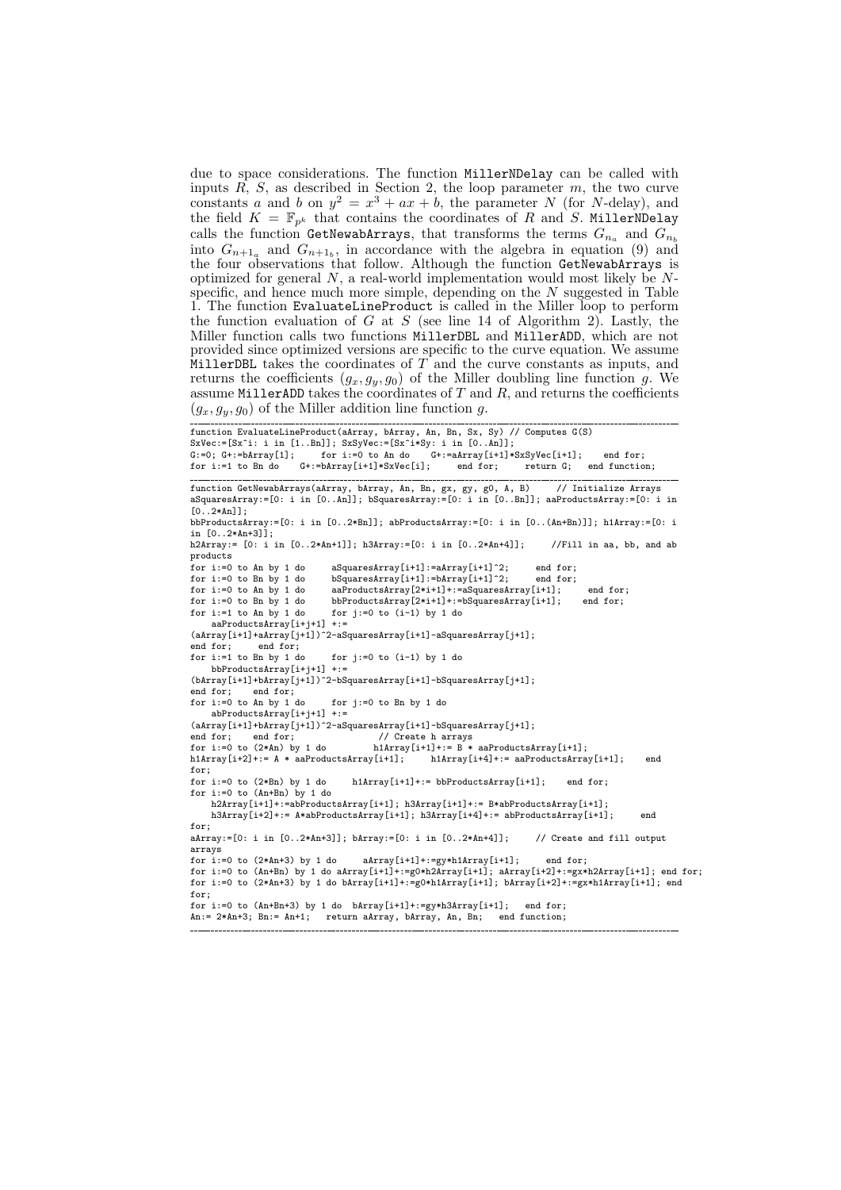due to space considerations. The function MillerNDelay can be called with inputs $R$, $S$, as described in Section 2, the loop parameter $m$, the two curve constants $a$ and $b$ on $y^2 = x^3 + ax + b$, the parameter $N$ (for $N$-delay), and the field $K = \mathbb{F}_{p^k}$ that contains the coordinates of $R$ and $S$. MillerNDelay calls the function GetNewabArrays, that transforms the terms $G_{n_a}$ and $G_{n_b}$ into $G_{n+1_a}$ and $G_{n+1_b}$, in accordance with the algebra in equation (9) and the four observations that follow. Although the function GetNewabArrays is optimized for general $N$, a real-world implementation would most likely be $N$-specific, and hence much more simple, depending on the $N$ suggested in Table 1. The function EvaluateLineProduct is called in the Miller loop to perform the function evaluation of $G$ at $S$ (see line 14 of Algorithm 2). Lastly, the Miller function calls two functions MillerDBL and MillerADD, which are not provided since optimized versions are specific to the curve equation. We assume MillerDBL takes the coordinates of $T$ and the curve constants as inputs, and returns the coefficients $(g_x, g_y, g_0)$ of the Miller doubling line function $g$. We assume MillerADD takes the coordinates of $T$ and $R$, and returns the coefficients $(g_x, g_y, g_0)$ of the Miller addition line function $g$.

```
function EvaluateLineProduct(aArray, bArray, An, Bn, Sx, Sy) // Computes G(S)
SxVec:=[Sx^i: i in [1..Bn]]; SxSyVec:=[Sx^i*Sy: i in [0..An]];
G:=0; G+:=bArray[1];    for i:=0 to An do    G+:=aArray[i+1]*SxSyVec[i+1];    end for;
for i:=1 to Bn do    G+:=bArray[i+1]*SxVec[i];    end for;    return G;   end function;
```

```
function GetNewabArrays(aArray, bArray, An, Bn, gx, gy, g0, A, B)    // Initialize Arrays
aSquaresArray:=[0: i in [0..An]]; bSquaresArray:=[0: i in [0..Bn]]; aaProductsArray:=[0: i in
[0..2*An]];
bbProductsArray:=[0: i in [0..2*Bn]]; abProductsArray:=[0: i in [0..(An+Bn)]]; h1Array:=[0: i
in [0..2*An+3]];
h2Array:= [0: i in [0..2*An+1]]; h3Array:=[0: i in [0..2*An+4]];    //Fill in aa, bb, and ab
products
for i:=0 to An by 1 do     aSquaresArray[i+1]:=aArray[i+1]^2;     end for;
for i:=0 to Bn by 1 do     bSquaresArray[i+1]:=bArray[i+1]^2;     end for;
for i:=0 to An by 1 do     aaProductsArray[2*i+1]+:=aSquaresArray[i+1];     end for;
for i:=0 to Bn by 1 do     bbProductsArray[2*i+1]+:=bSquaresArray[i+1];    end for;
for i:=1 to An by 1 do     for j:=0 to (i-1) by 1 do
    aaProductsArray[i+j+1] +:=
(aArray[i+1]+aArray[j+1])^2-aSquaresArray[i+1]-aSquaresArray[j+1];
end for;    end for;
for i:=1 to Bn by 1 do     for j:=0 to (i-1) by 1 do
    bbProductsArray[i+j+1] +:=
(bArray[i+1]+bArray[j+1])^2-bSquaresArray[i+1]-bSquaresArray[j+1];
end for;    end for;
for i:=0 to An by 1 do     for j:=0 to Bn by 1 do
    abProductsArray[i+j+1] +:=
(aArray[i+1]+bArray[j+1])^2-aSquaresArray[i+1]-bSquaresArray[j+1];
end for;    end for;               // Create h arrays
for i:=0 to (2*An) by 1 do         h1Array[i+1]+:= B * aaProductsArray[i+1];
h1Array[i+2]+:= A * aaProductsArray[i+1];     h1Array[i+4]+:= aaProductsArray[i+1];    end
for;
for i:=0 to (2*Bn) by 1 do     h1Array[i+1]+:= bbProductsArray[i+1];    end for;
for i:=0 to (An+Bn) by 1 do
    h2Array[i+1]+:=abProductsArray[i+1]; h3Array[i+1]+:= B*abProductsArray[i+1];
    h3Array[i+2]+:= A*abProductsArray[i+1]; h3Array[i+4]+:= abProductsArray[i+1];     end
for;
aArray:=[0: i in [0..2*An+3]]; bArray:=[0: i in [0..2*An+4]];     // Create and fill output
arrays
for i:=0 to (2*An+3) by 1 do     aArray[i+1]+:=gy*h1Array[i+1];     end for;
for i:=0 to (An+Bn) by 1 do aArray[i+1]+:=g0*h2Array[i+1]; aArray[i+2]+:=gx*h2Array[i+1]; end for;
for i:=0 to (2*An+3) by 1 do bArray[i+1]+:=g0*h1Array[i+1]; bArray[i+2]+:=gx*h1Array[i+1]; end
for;
for i:=0 to (An+Bn+3) by 1 do  bArray[i+1]+:=gy*h3Array[i+1];   end for;
An:= 2*An+3; Bn:= An+1;   return aArray, bArray, An, Bn;   end function;
```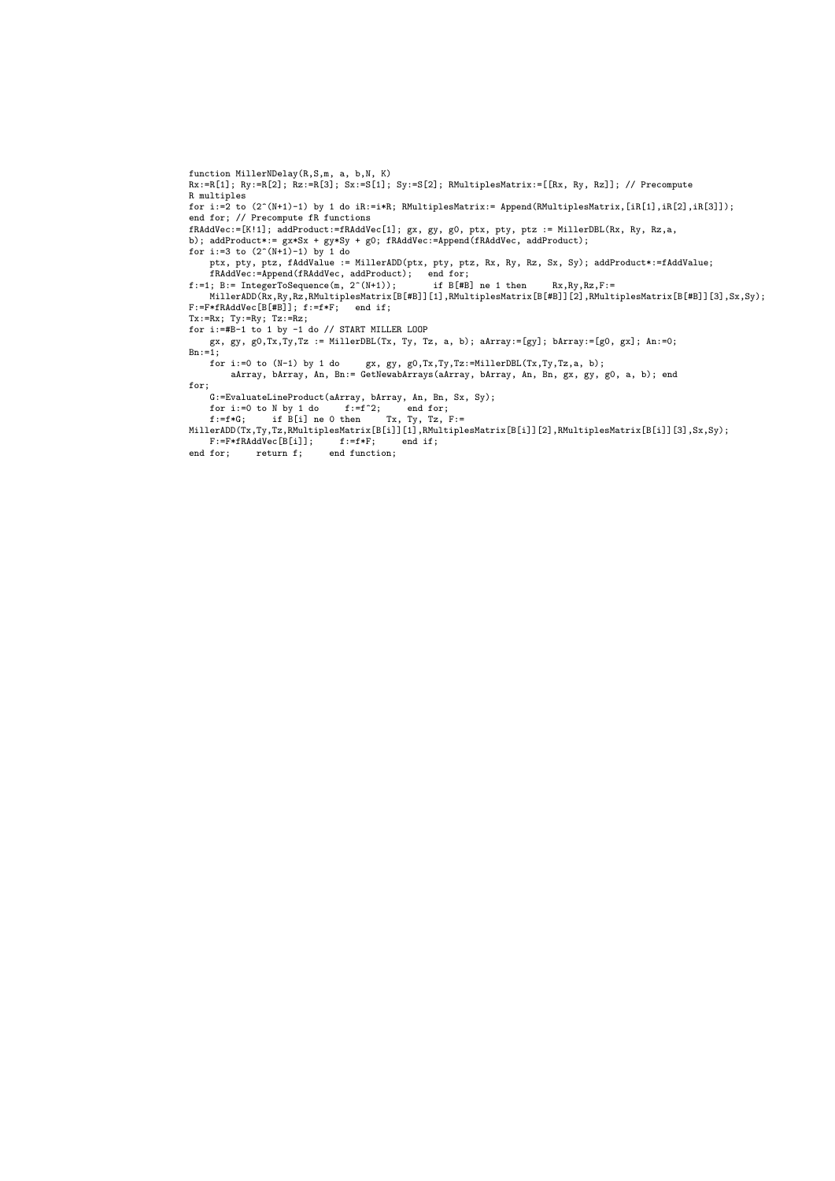```
function MillerNDelay(R,S,m, a, b,N, K)
Rx:=R[1]; Ry:=R[2]; Rz:=R[3]; Sx:=S[1]; Sy:=S[2]; RMultiplesMatrix:=[[Rx, Ry, Rz]]; // Precompute
R multiples
for i:=2 to (2^(N+1)-1) by 1 do iR:=i*R; RMultiplesMatrix:= Append(RMultiplesMatrix,[iR[1],iR[2],iR[3]]);
end for; // Precompute fR functions
fRAddVec:=[K!1]; addProduct:=fRAddVec[1]; gx, gy, g0, ptx, pty, ptz := MillerDBL(Rx, Ry, Rz,a,
b); addProduct*:= gx*Sx + gy*Sy + g0; fRAddVec:=Append(fRAddVec, addProduct);
for i:=3 to (2^(N+1)-1) by 1 do
    ptx, pty, ptz, fAddValue := MillerADD(ptx, pty, ptz, Rx, Ry, Rz, Sx, Sy); addProduct*:=fAddValue;
    fRAddVec:=Append(fRAddVec, addProduct);   end for;
f:=1; B:= IntegerToSequence(m, 2^(N+1));       if B[#B] ne 1 then     Rx,Ry,Rz,F:=
    MillerADD(Rx,Ry,Rz,RMultiplesMatrix[B[#B]][1],RMultiplesMatrix[B[#B]][2],RMultiplesMatrix[B[#B]][3],Sx,Sy);
F:=F*fRAddVec[B[#B]]; f:=f*F;   end if;
Tx:=Rx; Ty:=Ry; Tz:=Rz;
for i:=#B-1 to 1 by -1 do // START MILLER LOOP
    gx, gy, g0,Tx,Ty,Tz := MillerDBL(Tx, Ty, Tz, a, b); aArray:=[gy]; bArray:=[g0, gx]; An:=0;
Bn:=1;
    for i:=0 to (N-1) by 1 do     gx, gy, g0,Tx,Ty,Tz:=MillerDBL(Tx,Ty,Tz,a, b);
        aArray, bArray, An, Bn:= GetNewabArrays(aArray, bArray, An, Bn, gx, gy, g0, a, b); end
for;
    G:=EvaluateLineProduct(aArray, bArray, An, Bn, Sx, Sy);
    for i:=0 to N by 1 do     f:=f^2;     end for;
    f:=f*G;     if B[i] ne 0 then     Tx, Ty, Tz, F:=
MillerADD(Tx,Ty,Tz,RMultiplesMatrix[B[i]][1],RMultiplesMatrix[B[i]][2],RMultiplesMatrix[B[i]][3],Sx,Sy);
    F:=F*fRAddVec[B[i]];     f:=f*F;     end if;
end for;     return f;     end function;
```